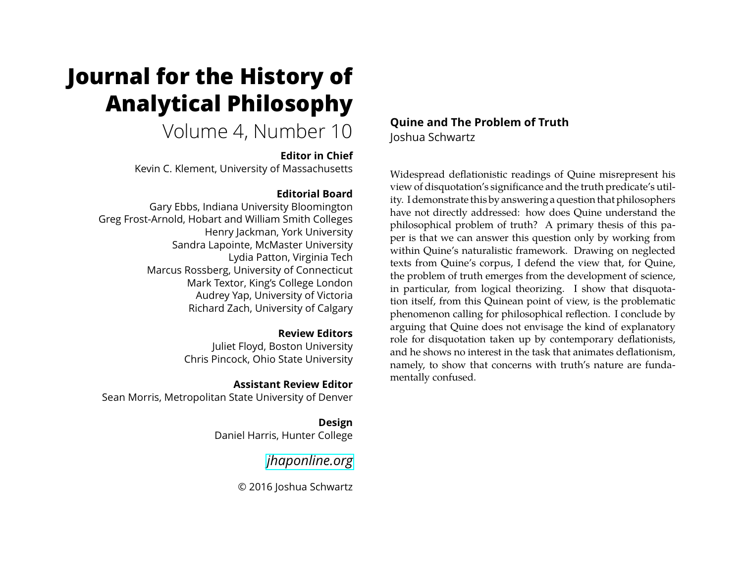# Journal for the History of Analytical Philosophy

Volume 4, Number 10

**Editor in Chief**

Kevin C. Klement, University of Massachusetts

**Editorial Board**

Gary Ebbs, Indiana University Bloomington
Greg Frost-Arnold, Hobart and William Smith Colleges
Henry Jackman, York University
Sandra Lapointe, McMaster University
Lydia Patton, Virginia Tech
Marcus Rossberg, University of Connecticut
Mark Textor, King's College London
Audrey Yap, University of Victoria
Richard Zach, University of Calgary

**Review Editors**

Juliet Floyd, Boston University
Chris Pincock, Ohio State University

**Assistant Review Editor**

Sean Morris, Metropolitan State University of Denver

**Design**

Daniel Harris, Hunter College

*jhaponline.org*

© 2016 Joshua Schwartz

## Quine and The Problem of Truth

Joshua Schwartz

Widespread deflationistic readings of Quine misrepresent his view of disquotation's significance and the truth predicate's utility. I demonstrate this by answering a question that philosophers have not directly addressed: how does Quine understand the philosophical problem of truth? A primary thesis of this paper is that we can answer this question only by working from within Quine's naturalistic framework. Drawing on neglected texts from Quine's corpus, I defend the view that, for Quine, the problem of truth emerges from the development of science, in particular, from logical theorizing. I show that disquotation itself, from this Quinean point of view, is the problematic phenomenon calling for philosophical reflection. I conclude by arguing that Quine does not envisage the kind of explanatory role for disquotation taken up by contemporary deflationists, and he shows no interest in the task that animates deflationism, namely, to show that concerns with truth's nature are fundamentally confused.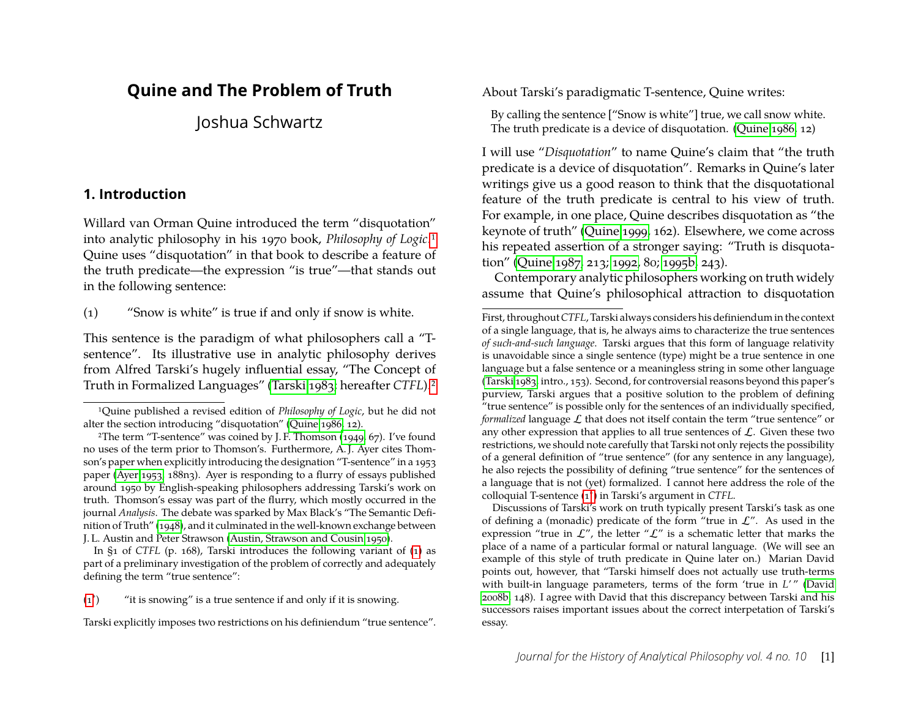# Quine and The Problem of Truth

Joshua Schwartz

## 1. Introduction

Willard van Orman Quine introduced the term "disquotation" into analytic philosophy in his 1970 book, *Philosophy of Logic*.[1] Quine uses "disquotation" in that book to describe a feature of the truth predicate—the expression "is true"—that stands out in the following sentence:

(1) "Snow is white" is true if and only if snow is white.

This sentence is the paradigm of what philosophers call a "T-sentence". Its illustrative use in analytic philosophy derives from Alfred Tarski's hugely influential essay, "The Concept of Truth in Formalized Languages" (Tarski 1983; hereafter *CTFL*).[2]

About Tarski's paradigmatic T-sentence, Quine writes:

> By calling the sentence ["Snow is white"] true, we call snow white. The truth predicate is a device of disquotation. (Quine 1986, 12)

I will use "*Disquotation*" to name Quine's claim that "the truth predicate is a device of disquotation". Remarks in Quine's later writings give us a good reason to think that the disquotational feature of the truth predicate is central to his view of truth. For example, in one place, Quine describes disquotation as "the keynote of truth" (Quine 1999, 162). Elsewhere, we come across his repeated assertion of a stronger saying: "Truth is disquotation" (Quine 1987, 213; 1992, 80; 1995b, 243).

Contemporary analytic philosophers working on truth widely assume that Quine's philosophical attraction to disquotation

---

[1] Quine published a revised edition of *Philosophy of Logic*, but he did not alter the section introducing "disquotation" (Quine 1986, 12).

[2] The term "T-sentence" was coined by J. F. Thomson (1949, 67). I've found no uses of the term prior to Thomson's. Furthermore, A. J. Ayer cites Thomson's paper when explicitly introducing the designation "T-sentence" in a 1953 paper (Ayer 1953, 188n3). Ayer is responding to a flurry of essays published around 1950 by English-speaking philosophers addressing Tarski's work on truth. Thomson's essay was part of the flurry, which mostly occurred in the journal *Analysis*. The debate was sparked by Max Black's "The Semantic Definition of Truth" (1948), and it culminated in the well-known exchange between J. L. Austin and Peter Strawson (Austin, Strawson and Cousin 1950).

In §1 of *CTFL* (p. 168), Tarski introduces the following variant of (1) as part of a preliminary investigation of the problem of correctly and adequately defining the term "true sentence":

(1′) "it is snowing" is a true sentence if and only if it is snowing.

Tarski explicitly imposes two restrictions on his definiendum "true sentence". First, throughout *CTFL*, Tarski always considers his definiendum in the context of a single language, that is, he always aims to characterize the true sentences *of such-and-such language*. Tarski argues that this form of language relativity is unavoidable since a single sentence (type) might be a true sentence in one language but a false sentence or a meaningless string in some other language (Tarski 1983, intro., 153). Second, for controversial reasons beyond this paper's purview, Tarski argues that a positive solution to the problem of defining "true sentence" is possible only for the sentences of an individually specified, *formalized* language $\mathcal{L}$ that does not itself contain the term "true sentence" or any other expression that applies to all true sentences of $\mathcal{L}$. Given these two restrictions, we should note carefully that Tarski not only rejects the possibility of a general definition of "true sentence" (for any sentence in any language), he also rejects the possibility of defining "true sentence" for the sentences of a language that is not (yet) formalized. I cannot here address the role of the colloquial T-sentence (1′) in Tarski's argument in *CTFL*.

Discussions of Tarski's work on truth typically present Tarski's task as one of defining a (monadic) predicate of the form "true in $\mathcal{L}$". As used in the expression "true in $\mathcal{L}$", the letter "$\mathcal{L}$" is a schematic letter that marks the place of a name of a particular formal or natural language. (We will see an example of this style of truth predicate in Quine later on.) Marian David points out, however, that "Tarski himself does not actually use truth-terms with built-in language parameters, terms of the form 'true in $L$'" (David 2008b, 148). I agree with David that this discrepancy between Tarski and his successors raises important issues about the correct interpetation of Tarski's essay.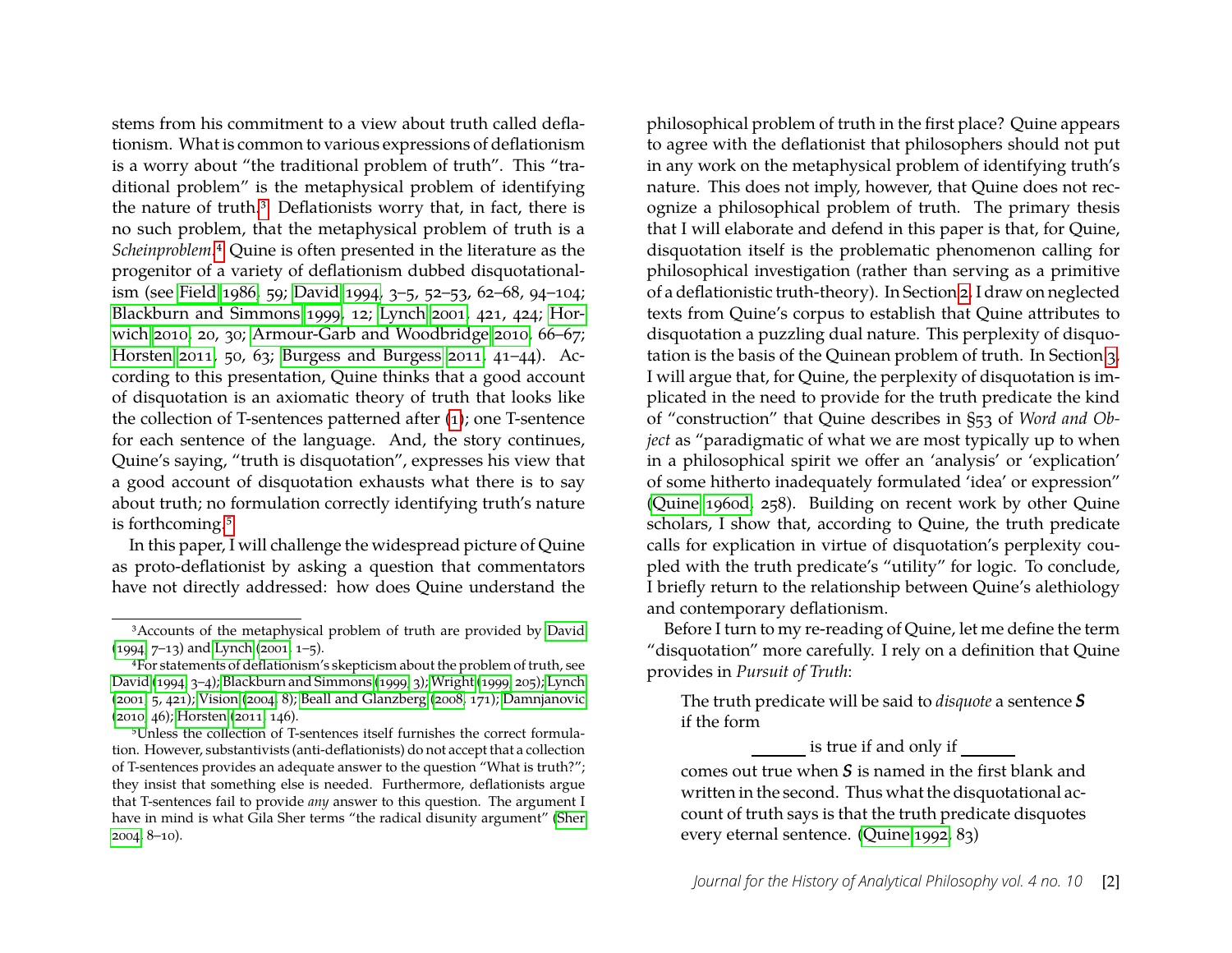stems from his commitment to a view about truth called deflationism. What is common to various expressions of deflationism is a worry about "the traditional problem of truth". This "traditional problem" is the metaphysical problem of identifying the nature of truth.[3] Deflationists worry that, in fact, there is no such problem, that the metaphysical problem of truth is a *Scheinproblem*.[4] Quine is often presented in the literature as the progenitor of a variety of deflationism dubbed disquotationalism (see Field 1986, 59; David 1994, 3–5, 52–53, 62–68, 94–104; Blackburn and Simmons 1999, 12; Lynch 2001, 421, 424; Horwich 2010, 20, 30; Armour-Garb and Woodbridge 2010, 66–67; Horsten 2011, 50, 63; Burgess and Burgess 2011, 41–44). According to this presentation, Quine thinks that a good account of disquotation is an axiomatic theory of truth that looks like the collection of T-sentences patterned after (1); one T-sentence for each sentence of the language. And, the story continues, Quine's saying, "truth is disquotation", expresses his view that a good account of disquotation exhausts what there is to say about truth; no formulation correctly identifying truth's nature is forthcoming.[5]

In this paper, I will challenge the widespread picture of Quine as proto-deflationist by asking a question that commentators have not directly addressed: how does Quine understand the philosophical problem of truth in the first place? Quine appears to agree with the deflationist that philosophers should not put in any work on the metaphysical problem of identifying truth's nature. This does not imply, however, that Quine does not recognize a philosophical problem of truth. The primary thesis that I will elaborate and defend in this paper is that, for Quine, disquotation itself is the problematic phenomenon calling for philosophical investigation (rather than serving as a primitive of a deflationistic truth-theory). In Section 2, I draw on neglected texts from Quine's corpus to establish that Quine attributes to disquotation a puzzling dual nature. This perplexity of disquotation is the basis of the Quinean problem of truth. In Section 3, I will argue that, for Quine, the perplexity of disquotation is implicated in the need to provide for the truth predicate the kind of "construction" that Quine describes in §53 of *Word and Object* as "paradigmatic of what we are most typically up to when in a philosophical spirit we offer an 'analysis' or 'explication' of some hitherto inadequately formulated 'idea' or expression" (Quine 1960d, 258). Building on recent work by other Quine scholars, I show that, according to Quine, the truth predicate calls for explication in virtue of disquotation's perplexity coupled with the truth predicate's "utility" for logic. To conclude, I briefly return to the relationship between Quine's alethiology and contemporary deflationism.

Before I turn to my re-reading of Quine, let me define the term "disquotation" more carefully. I rely on a definition that Quine provides in *Pursuit of Truth*:

> The truth predicate will be said to *disquote* a sentence ***S*** if the form
>
> ______ is true if and only if ______
>
> comes out true when ***S*** is named in the first blank and written in the second. Thus what the disquotational account of truth says is that the truth predicate disquotes every eternal sentence. (Quine 1992, 83)

---

[3] Accounts of the metaphysical problem of truth are provided by David (1994, 7–13) and Lynch (2001, 1–5).

[4] For statements of deflationism's skepticism about the problem of truth, see David (1994, 3–4); Blackburn and Simmons (1999, 3); Wright (1999, 205); Lynch (2001, 5, 421); Vision (2004, 8); Beall and Glanzberg (2008, 171); Damnjanovic (2010, 46); Horsten (2011, 146).

[5] Unless the collection of T-sentences itself furnishes the correct formulation. However, substantivists (anti-deflationists) do not accept that a collection of T-sentences provides an adequate answer to the question "What is truth?"; they insist that something else is needed. Furthermore, deflationists argue that T-sentences fail to provide *any* answer to this question. The argument I have in mind is what Gila Sher terms "the radical disunity argument" (Sher 2004, 8–10).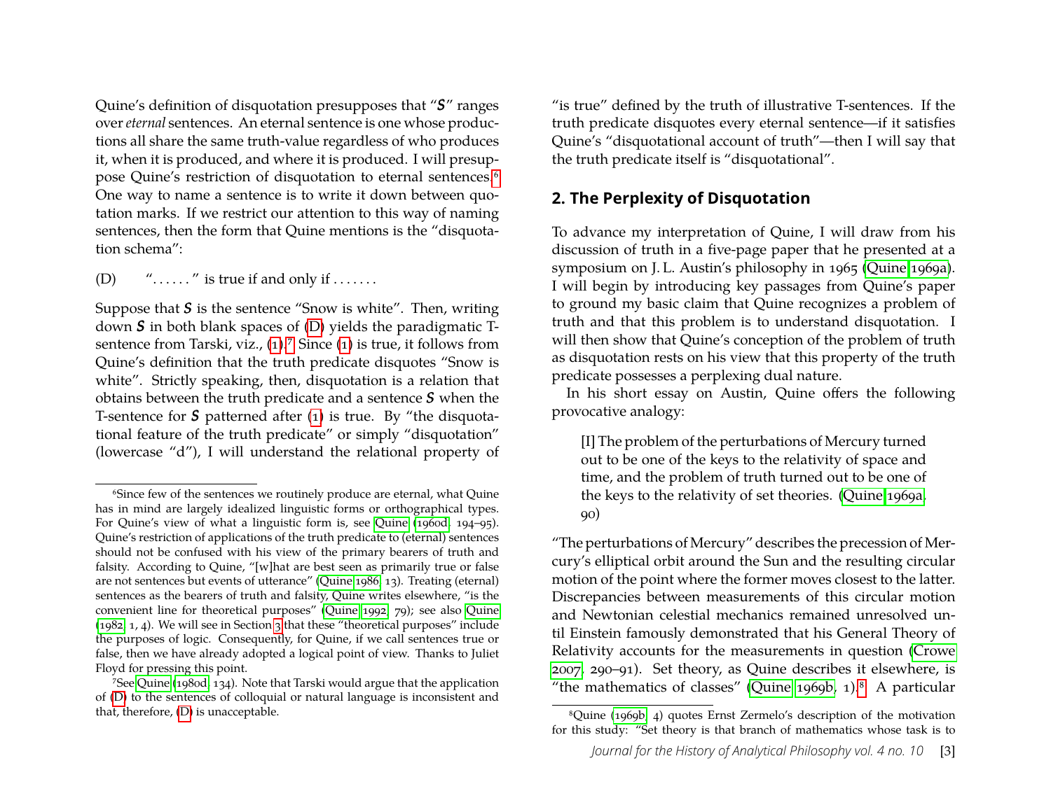Quine's definition of disquotation presupposes that "***S***" ranges over *eternal* sentences. An eternal sentence is one whose productions all share the same truth-value regardless of who produces it, when it is produced, and where it is produced. I will presuppose Quine's restriction of disquotation to eternal sentences.[6] One way to name a sentence is to write it down between quotation marks. If we restrict our attention to this way of naming sentences, then the form that Quine mentions is the "disquotation schema":

(D) "......" is true if and only if .......

Suppose that ***S*** is the sentence "Snow is white". Then, writing down ***S*** in both blank spaces of (D) yields the paradigmatic T-sentence from Tarski, viz., (1).[7] Since (1) is true, it follows from Quine's definition that the truth predicate disquotes "Snow is white". Strictly speaking, then, disquotation is a relation that obtains between the truth predicate and a sentence ***S*** when the T-sentence for ***S*** patterned after (1) is true. By "the disquotational feature of the truth predicate" or simply "disquotation" (lowercase "d"), I will understand the relational property of "is true" defined by the truth of illustrative T-sentences. If the truth predicate disquotes every eternal sentence—if it satisfies Quine's "disquotational account of truth"—then I will say that the truth predicate itself is "disquotational".

## 2. The Perplexity of Disquotation

To advance my interpretation of Quine, I will draw from his discussion of truth in a five-page paper that he presented at a symposium on J. L. Austin's philosophy in 1965 (Quine 1969a). I will begin by introducing key passages from Quine's paper to ground my basic claim that Quine recognizes a problem of truth and that this problem is to understand disquotation. I will then show that Quine's conception of the problem of truth as disquotation rests on his view that this property of the truth predicate possesses a perplexing dual nature.

In his short essay on Austin, Quine offers the following provocative analogy:

> [I] The problem of the perturbations of Mercury turned out to be one of the keys to the relativity of space and time, and the problem of truth turned out to be one of the keys to the relativity of set theories. (Quine 1969a, 90)

"The perturbations of Mercury" describes the precession of Mercury's elliptical orbit around the Sun and the resulting circular motion of the point where the former moves closest to the latter. Discrepancies between measurements of this circular motion and Newtonian celestial mechanics remained unresolved until Einstein famously demonstrated that his General Theory of Relativity accounts for the measurements in question (Crowe 2007, 290–91). Set theory, as Quine describes it elsewhere, is "the mathematics of classes" (Quine 1969b, 1).[8] A particular

---

[6] Since few of the sentences we routinely produce are eternal, what Quine has in mind are largely idealized linguistic forms or orthographical types. For Quine's view of what a linguistic form is, see Quine (1960d, 194–95). Quine's restriction of applications of the truth predicate to (eternal) sentences should not be confused with his view of the primary bearers of truth and falsity. According to Quine, "[w]hat are best seen as primarily true or false are not sentences but events of utterance" (Quine 1986, 13). Treating (eternal) sentences as the bearers of truth and falsity, Quine writes elsewhere, "is the convenient line for theoretical purposes" (Quine 1992, 79); see also Quine (1982, 1, 4). We will see in Section 3 that these "theoretical purposes" include the purposes of logic. Consequently, for Quine, if we call sentences true or false, then we have already adopted a logical point of view. Thanks to Juliet Floyd for pressing this point.

[7] See Quine (1980d, 134). Note that Tarski would argue that the application of (D) to the sentences of colloquial or natural language is inconsistent and that, therefore, (D) is unacceptable.

[8] Quine (1969b, 4) quotes Ernst Zermelo's description of the motivation for this study: "Set theory is that branch of mathematics whose task is to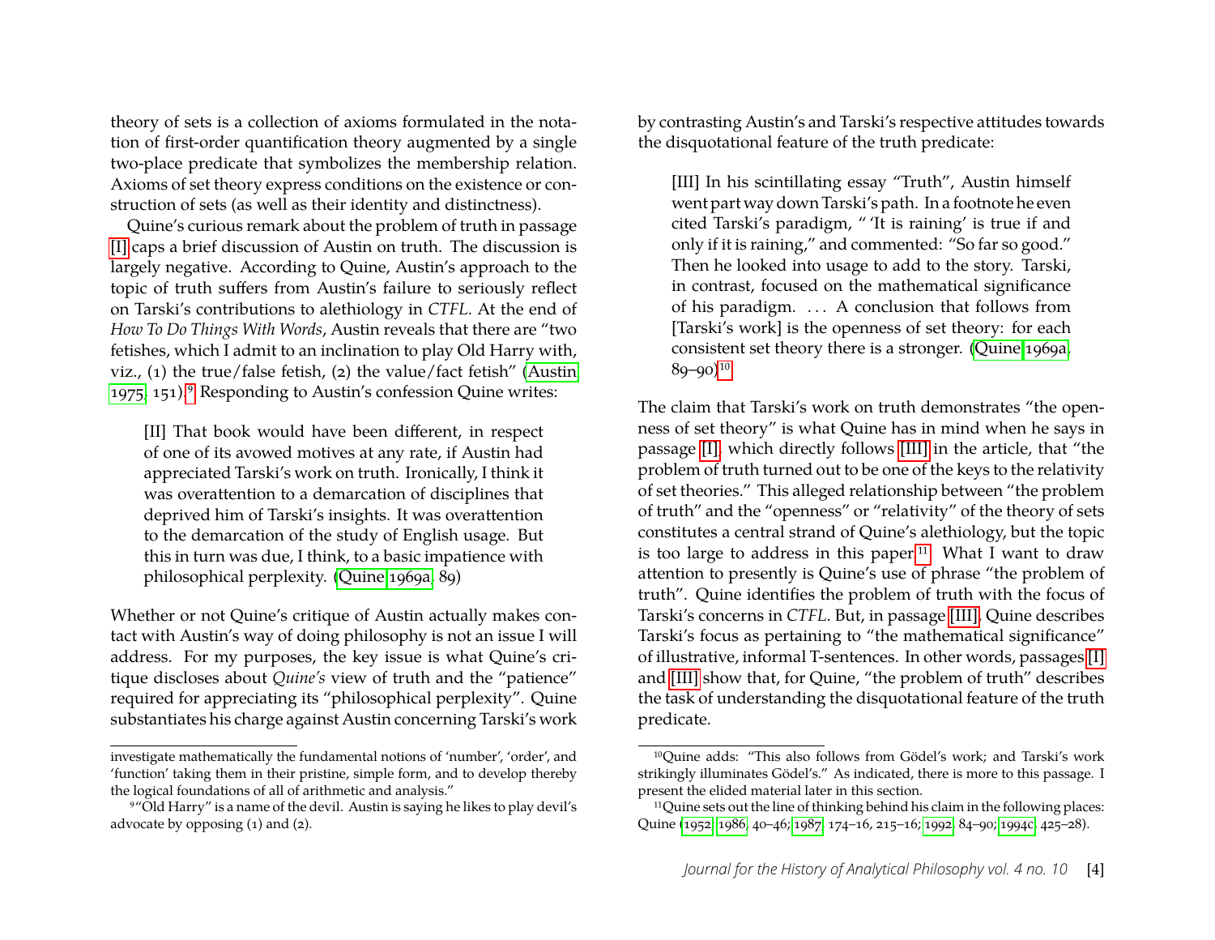theory of sets is a collection of axioms formulated in the notation of first-order quantification theory augmented by a single two-place predicate that symbolizes the membership relation. Axioms of set theory express conditions on the existence or construction of sets (as well as their identity and distinctness).

Quine's curious remark about the problem of truth in passage [I] caps a brief discussion of Austin on truth. The discussion is largely negative. According to Quine, Austin's approach to the topic of truth suffers from Austin's failure to seriously reflect on Tarski's contributions to alethiology in *CTFL*. At the end of *How To Do Things With Words*, Austin reveals that there are "two fetishes, which I admit to an inclination to play Old Harry with, viz., (1) the true/false fetish, (2) the value/fact fetish" (Austin 1975, 151).[9] Responding to Austin's confession Quine writes:

> [II] That book would have been different, in respect of one of its avowed motives at any rate, if Austin had appreciated Tarski's work on truth. Ironically, I think it was overattention to a demarcation of disciplines that deprived him of Tarski's insights. It was overattention to the demarcation of the study of English usage. But this in turn was due, I think, to a basic impatience with philosophical perplexity. (Quine 1969a, 89)

Whether or not Quine's critique of Austin actually makes contact with Austin's way of doing philosophy is not an issue I will address. For my purposes, the key issue is what Quine's critique discloses about *Quine's* view of truth and the "patience" required for appreciating its "philosophical perplexity". Quine substantiates his charge against Austin concerning Tarski's work by contrasting Austin's and Tarski's respective attitudes towards the disquotational feature of the truth predicate:

> [III] In his scintillating essay "Truth", Austin himself went part way down Tarski's path. In a footnote he even cited Tarski's paradigm, "'It is raining' is true if and only if it is raining," and commented: "So far so good." Then he looked into usage to add to the story. Tarski, in contrast, focused on the mathematical significance of his paradigm. ... A conclusion that follows from [Tarski's work] is the openness of set theory: for each consistent set theory there is a stronger. (Quine 1969a, 89–90)[10]

The claim that Tarski's work on truth demonstrates "the openness of set theory" is what Quine has in mind when he says in passage [I], which directly follows [III] in the article, that "the problem of truth turned out to be one of the keys to the relativity of set theories." This alleged relationship between "the problem of truth" and the "openness" or "relativity" of the theory of sets constitutes a central strand of Quine's alethiology, but the topic is too large to address in this paper.[11] What I want to draw attention to presently is Quine's use of phrase "the problem of truth". Quine identifies the problem of truth with the focus of Tarski's concerns in *CTFL*. But, in passage [III], Quine describes Tarski's focus as pertaining to "the mathematical significance" of illustrative, informal T-sentences. In other words, passages [I] and [III] show that, for Quine, "the problem of truth" describes the task of understanding the disquotational feature of the truth predicate.

---

investigate mathematically the fundamental notions of 'number', 'order', and 'function' taking them in their pristine, simple form, and to develop thereby the logical foundations of all of arithmetic and analysis."

[9] "Old Harry" is a name of the devil. Austin is saying he likes to play devil's advocate by opposing (1) and (2).

[10] Quine adds: "This also follows from Gödel's work; and Tarski's work strikingly illuminates Gödel's." As indicated, there is more to this passage. I present the elided material later in this section.

[11] Quine sets out the line of thinking behind his claim in the following places: Quine (1952; 1986, 40–46; 1987, 174–16, 215–16; 1992, 84–90; 1994c, 425–28).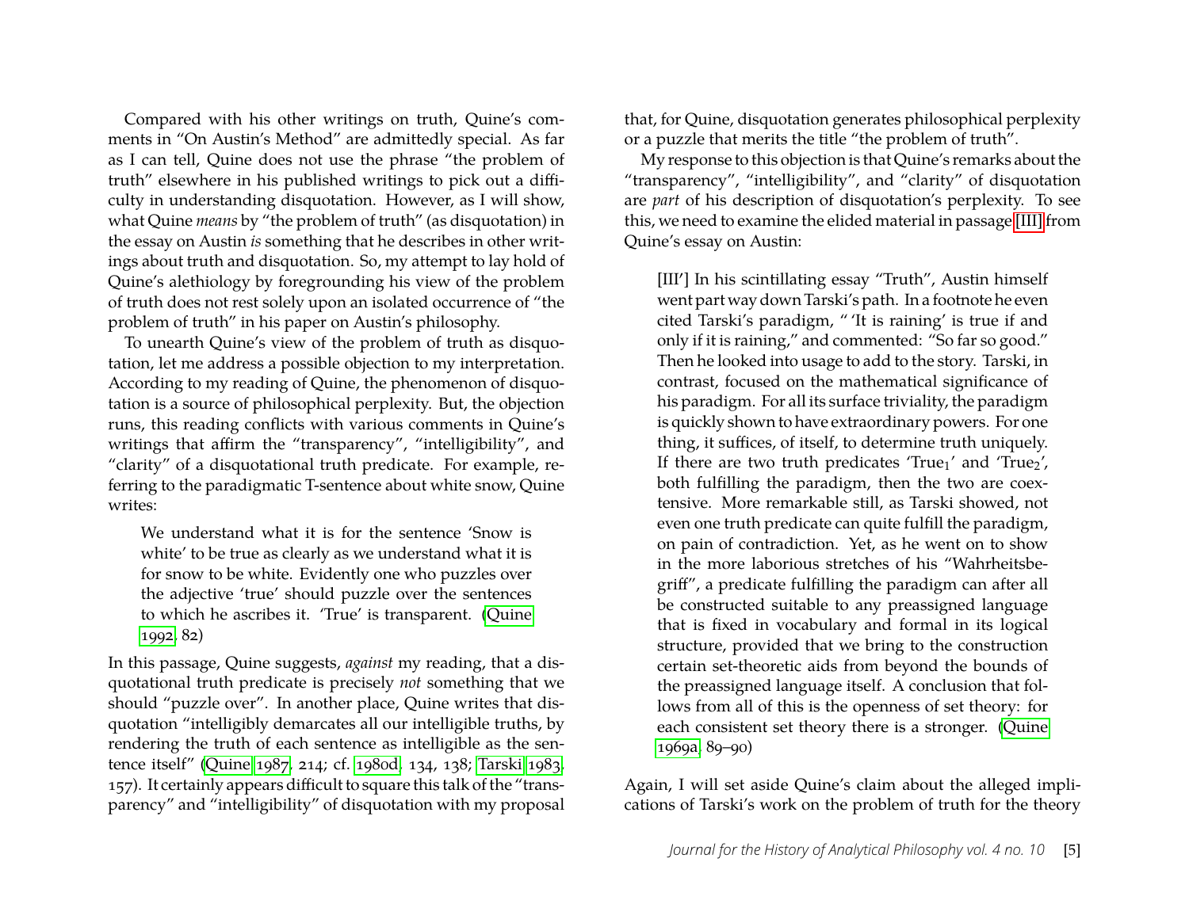Compared with his other writings on truth, Quine's comments in "On Austin's Method" are admittedly special. As far as I can tell, Quine does not use the phrase "the problem of truth" elsewhere in his published writings to pick out a difficulty in understanding disquotation. However, as I will show, what Quine *means* by "the problem of truth" (as disquotation) in the essay on Austin *is* something that he describes in other writings about truth and disquotation. So, my attempt to lay hold of Quine's alethiology by foregrounding his view of the problem of truth does not rest solely upon an isolated occurrence of "the problem of truth" in his paper on Austin's philosophy.

To unearth Quine's view of the problem of truth as disquotation, let me address a possible objection to my interpretation. According to my reading of Quine, the phenomenon of disquotation is a source of philosophical perplexity. But, the objection runs, this reading conflicts with various comments in Quine's writings that affirm the "transparency", "intelligibility", and "clarity" of a disquotational truth predicate. For example, referring to the paradigmatic T-sentence about white snow, Quine writes:

> We understand what it is for the sentence 'Snow is white' to be true as clearly as we understand what it is for snow to be white. Evidently one who puzzles over the adjective 'true' should puzzle over the sentences to which he ascribes it. 'True' is transparent. (Quine 1992, 82)

In this passage, Quine suggests, *against* my reading, that a disquotational truth predicate is precisely *not* something that we should "puzzle over". In another place, Quine writes that disquotation "intelligibly demarcates all our intelligible truths, by rendering the truth of each sentence as intelligible as the sentence itself" (Quine 1987, 214; cf. 1980d, 134, 138; Tarski 1983, 157). It certainly appears difficult to square this talk of the "transparency" and "intelligibility" of disquotation with my proposal that, for Quine, disquotation generates philosophical perplexity or a puzzle that merits the title "the problem of truth".

My response to this objection is that Quine's remarks about the "transparency", "intelligibility", and "clarity" of disquotation are *part* of his description of disquotation's perplexity. To see this, we need to examine the elided material in passage [III] from Quine's essay on Austin:

> [III′] In his scintillating essay "Truth", Austin himself went part way down Tarski's path. In a footnote he even cited Tarski's paradigm, " 'It is raining' is true if and only if it is raining," and commented: "So far so good." Then he looked into usage to add to the story. Tarski, in contrast, focused on the mathematical significance of his paradigm. For all its surface triviality, the paradigm is quickly shown to have extraordinary powers. For one thing, it suffices, of itself, to determine truth uniquely. If there are two truth predicates 'True$_1$' and 'True$_2$', both fulfilling the paradigm, then the two are coextensive. More remarkable still, as Tarski showed, not even one truth predicate can quite fulfill the paradigm, on pain of contradiction. Yet, as he went on to show in the more laborious stretches of his "Wahrheitsbegriff", a predicate fulfilling the paradigm can after all be constructed suitable to any preassigned language that is fixed in vocabulary and formal in its logical structure, provided that we bring to the construction certain set-theoretic aids from beyond the bounds of the preassigned language itself. A conclusion that follows from all of this is the openness of set theory: for each consistent set theory there is a stronger. (Quine 1969a, 89–90)

Again, I will set aside Quine's claim about the alleged implications of Tarski's work on the problem of truth for the theory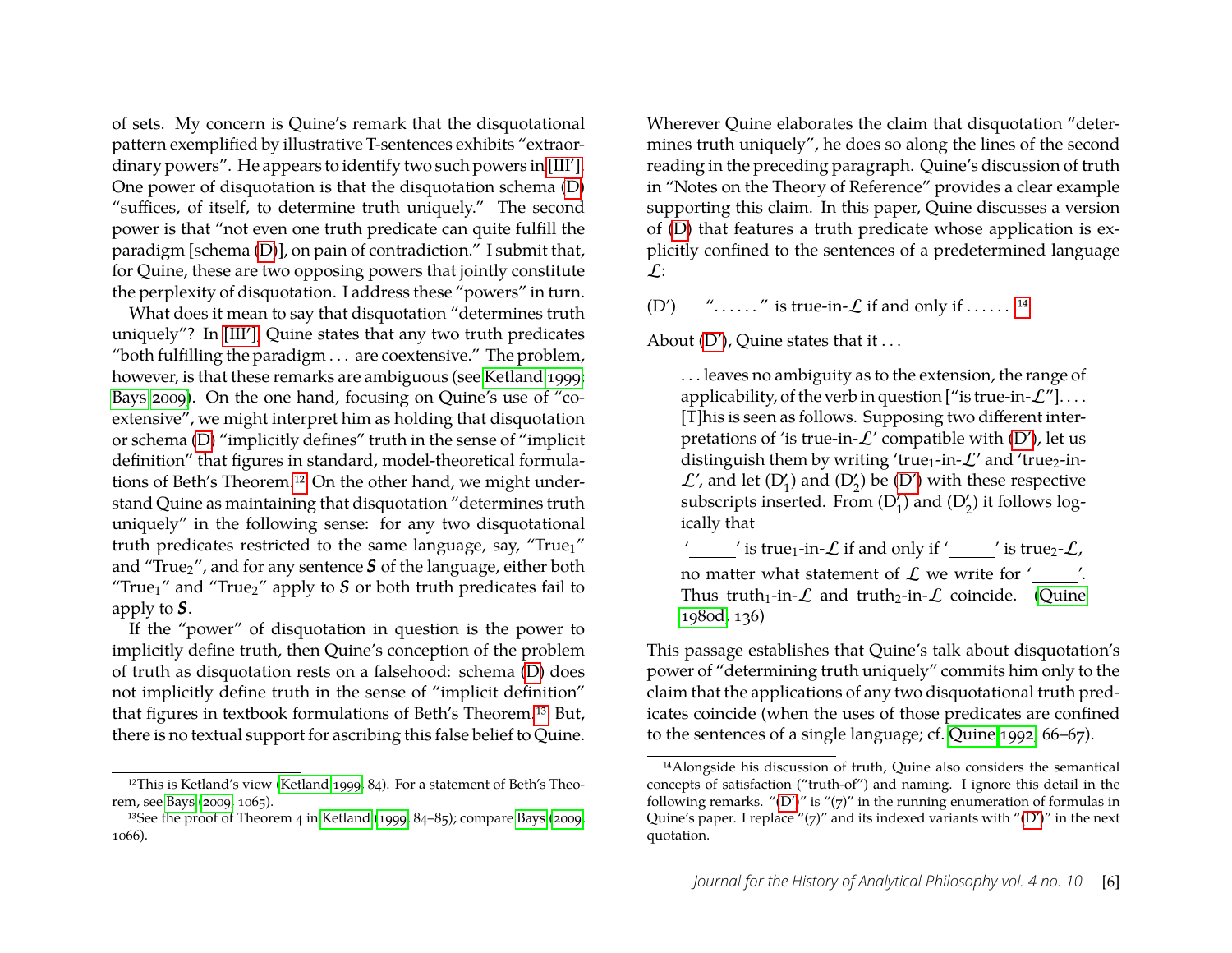of sets. My concern is Quine's remark that the disquotational pattern exemplified by illustrative T-sentences exhibits "extraordinary powers". He appears to identify two such powers in [III′]. One power of disquotation is that the disquotation schema (D) "suffices, of itself, to determine truth uniquely." The second power is that "not even one truth predicate can quite fulfill the paradigm [schema (D)], on pain of contradiction." I submit that, for Quine, these are two opposing powers that jointly constitute the perplexity of disquotation. I address these "powers" in turn.

What does it mean to say that disquotation "determines truth uniquely"? In [III′], Quine states that any two truth predicates "both fulfilling the paradigm . . . are coextensive." The problem, however, is that these remarks are ambiguous (see Ketland 1999; Bays 2009). On the one hand, focusing on Quine's use of "coextensive", we might interpret him as holding that disquotation or schema (D) "implicitly defines" truth in the sense of "implicit definition" that figures in standard, model-theoretical formulations of Beth's Theorem.[12] On the other hand, we might understand Quine as maintaining that disquotation "determines truth uniquely" in the following sense: for any two disquotational truth predicates restricted to the same language, say, "$\text{True}_1$" and "$\text{True}_2$", and for any sentence ***S*** of the language, either both "$\text{True}_1$" and "$\text{True}_2$" apply to ***S*** or both truth predicates fail to apply to ***S***.

If the "power" of disquotation in question is the power to implicitly define truth, then Quine's conception of the problem of truth as disquotation rests on a falsehood: schema (D) does not implicitly define truth in the sense of "implicit definition" that figures in textbook formulations of Beth's Theorem.[13] But, there is no textual support for ascribing this false belief to Quine. Wherever Quine elaborates the claim that disquotation "determines truth uniquely", he does so along the lines of the second reading in the preceding paragraph. Quine's discussion of truth in "Notes on the Theory of Reference" provides a clear example supporting this claim. In this paper, Quine discusses a version of (D) that features a truth predicate whose application is explicitly confined to the sentences of a predetermined language $\mathcal{L}$:

(D′) "......" is true-in-$\mathcal{L}$ if and only if ......[14]

About (D′), Quine states that it . . .

> . . . leaves no ambiguity as to the extension, the range of applicability, of the verb in question ["is true-in-$\mathcal{L}$"]. . . . [T]his is seen as follows. Supposing two different interpretations of 'is true-in-$\mathcal{L}$' compatible with (D′), let us distinguish them by writing 'true$_1$-in-$\mathcal{L}$' and 'true$_2$-in-$\mathcal{L}$', and let ($\text{D}'_1$) and ($\text{D}'_2$) be (D′) with these respective subscripts inserted. From ($\text{D}'_1$) and ($\text{D}'_2$) it follows logically that
>
> '\_\_\_\_\_' is true$_1$-in-$\mathcal{L}$ if and only if '\_\_\_\_\_' is true$_2$-$\mathcal{L}$,
>
> no matter what statement of $\mathcal{L}$ we write for '\_\_\_\_\_'. Thus truth$_1$-in-$\mathcal{L}$ and truth$_2$-in-$\mathcal{L}$ coincide. (Quine 1980d, 136)

This passage establishes that Quine's talk about disquotation's power of "determining truth uniquely" commits him only to the claim that the applications of any two disquotational truth predicates coincide (when the uses of those predicates are confined to the sentences of a single language; cf. Quine 1992, 66–67).

---

[12] This is Ketland's view (Ketland 1999, 84). For a statement of Beth's Theorem, see Bays (2009, 1065).

[13] See the proof of Theorem 4 in Ketland (1999, 84–85); compare Bays (2009, 1066).

[14] Alongside his discussion of truth, Quine also considers the semantical concepts of satisfaction ("truth-of") and naming. I ignore this detail in the following remarks. "(D′)" is "(7)" in the running enumeration of formulas in Quine's paper. I replace "(7)" and its indexed variants with "(D′)" in the next quotation.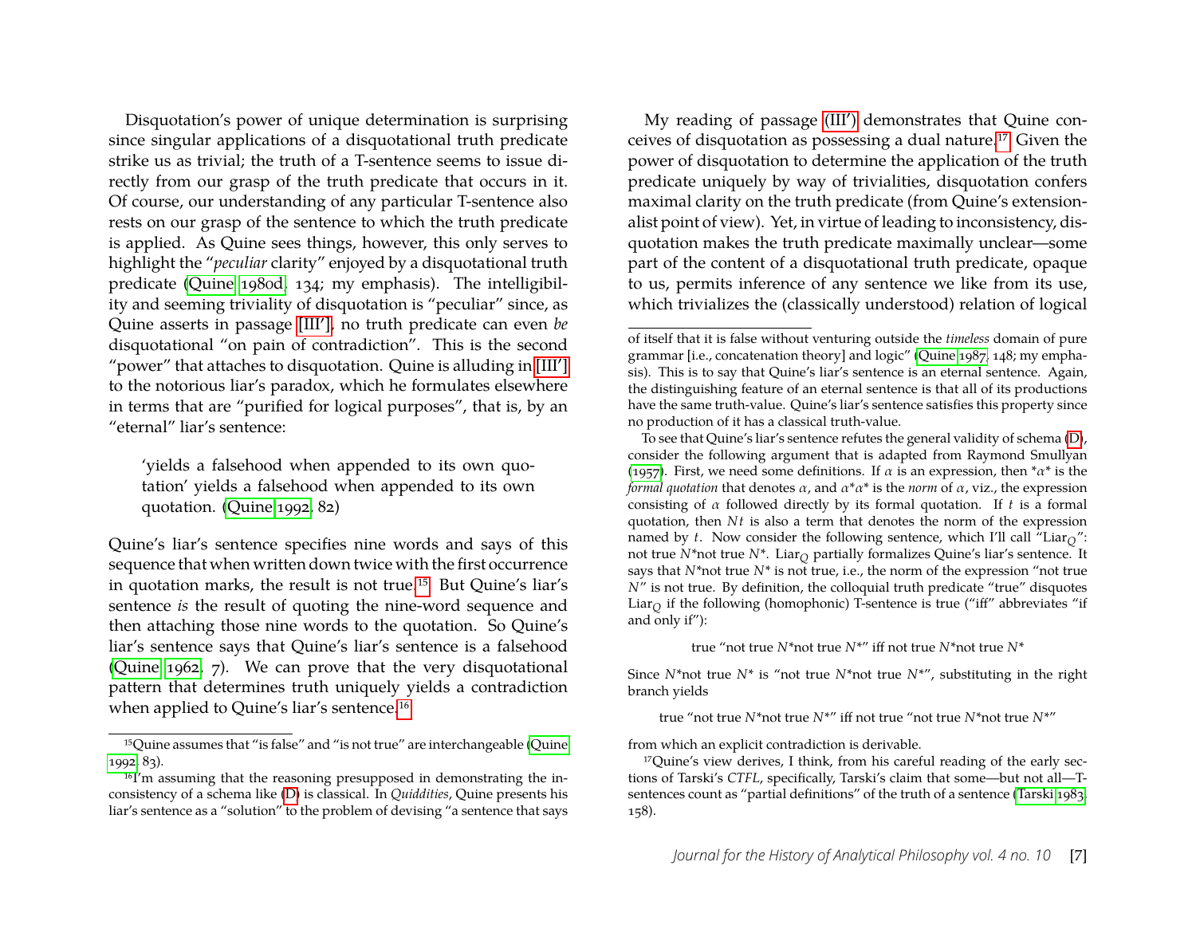Disquotation's power of unique determination is surprising since singular applications of a disquotational truth predicate strike us as trivial; the truth of a T-sentence seems to issue directly from our grasp of the truth predicate that occurs in it. Of course, our understanding of any particular T-sentence also rests on our grasp of the sentence to which the truth predicate is applied. As Quine sees things, however, this only serves to highlight the "*peculiar* clarity" enjoyed by a disquotational truth predicate (Quine 1980d, 134; my emphasis). The intelligibility and seeming triviality of disquotation is "peculiar" since, as Quine asserts in passage [III′], no truth predicate can even *be* disquotational "on pain of contradiction". This is the second "power" that attaches to disquotation. Quine is alluding in [III′] to the notorious liar's paradox, which he formulates elsewhere in terms that are "purified for logical purposes", that is, by an "eternal" liar's sentence:

> 'yields a falsehood when appended to its own quotation' yields a falsehood when appended to its own quotation. (Quine 1992, 82)

Quine's liar's sentence specifies nine words and says of this sequence that when written down twice with the first occurrence in quotation marks, the result is not true.[15] But Quine's liar's sentence *is* the result of quoting the nine-word sequence and then attaching those nine words to the quotation. So Quine's liar's sentence says that Quine's liar's sentence is a falsehood (Quine 1962, 7). We can prove that the very disquotational pattern that determines truth uniquely yields a contradiction when applied to Quine's liar's sentence.[16]

My reading of passage (III′) demonstrates that Quine conceives of disquotation as possessing a dual nature.[17] Given the power of disquotation to determine the application of the truth predicate uniquely by way of trivialities, disquotation confers maximal clarity on the truth predicate (from Quine's extensionalist point of view). Yet, in virtue of leading to inconsistency, disquotation makes the truth predicate maximally unclear—some part of the content of a disquotational truth predicate, opaque to us, permits inference of any sentence we like from its use, which trivializes the (classically understood) relation of logical

---

[15] Quine assumes that "is false" and "is not true" are interchangeable (Quine 1992, 83).

[16] I'm assuming that the reasoning presupposed in demonstrating the inconsistency of a schema like (D) is classical. In *Quiddities*, Quine presents his liar's sentence as a "solution" to the problem of devising "a sentence that says of itself that it is false without venturing outside the *timeless* domain of pure grammar [i.e., concatenation theory] and logic" (Quine 1987, 148; my emphasis). This is to say that Quine's liar's sentence is an eternal sentence. Again, the distinguishing feature of an eternal sentence is that all of its productions have the same truth-value. Quine's liar's sentence satisfies this property since no production of it has a classical truth-value.

To see that Quine's liar's sentence refutes the general validity of schema (D), consider the following argument that is adapted from Raymond Smullyan (1957). First, we need some definitions. If $\alpha$ is an expression, then $*\alpha*$ is the *formal quotation* that denotes $\alpha$, and $\alpha*\alpha*$ is the *norm* of $\alpha$, viz., the expression consisting of $\alpha$ followed directly by its formal quotation. If $t$ is a formal quotation, then $Nt$ is also a term that denotes the norm of the expression named by $t$. Now consider the following sentence, which I'll call "$\text{Liar}_Q$": not true $N*$not true $N*$. $\text{Liar}_Q$ partially formalizes Quine's liar's sentence. It says that $N*$not true $N*$ is not true, i.e., the norm of the expression "not true $N$" is not true. By definition, the colloquial truth predicate "true" disquotes $\text{Liar}_Q$ if the following (homophonic) T-sentence is true ("iff" abbreviates "if and only if"):

$$\text{true "not true } N*\text{not true } N*\text{" iff not true } N*\text{not true } N*$$

Since $N*$not true $N*$ is "not true $N*$not true $N*$", substituting in the right branch yields

$$\text{true "not true } N*\text{not true } N*\text{" iff not true "not true } N*\text{not true } N*\text{"}$$

from which an explicit contradiction is derivable.

[17] Quine's view derives, I think, from his careful reading of the early sections of Tarski's *CTFL*, specifically, Tarski's claim that some—but not all—T-sentences count as "partial definitions" of the truth of a sentence (Tarski 1983, 158).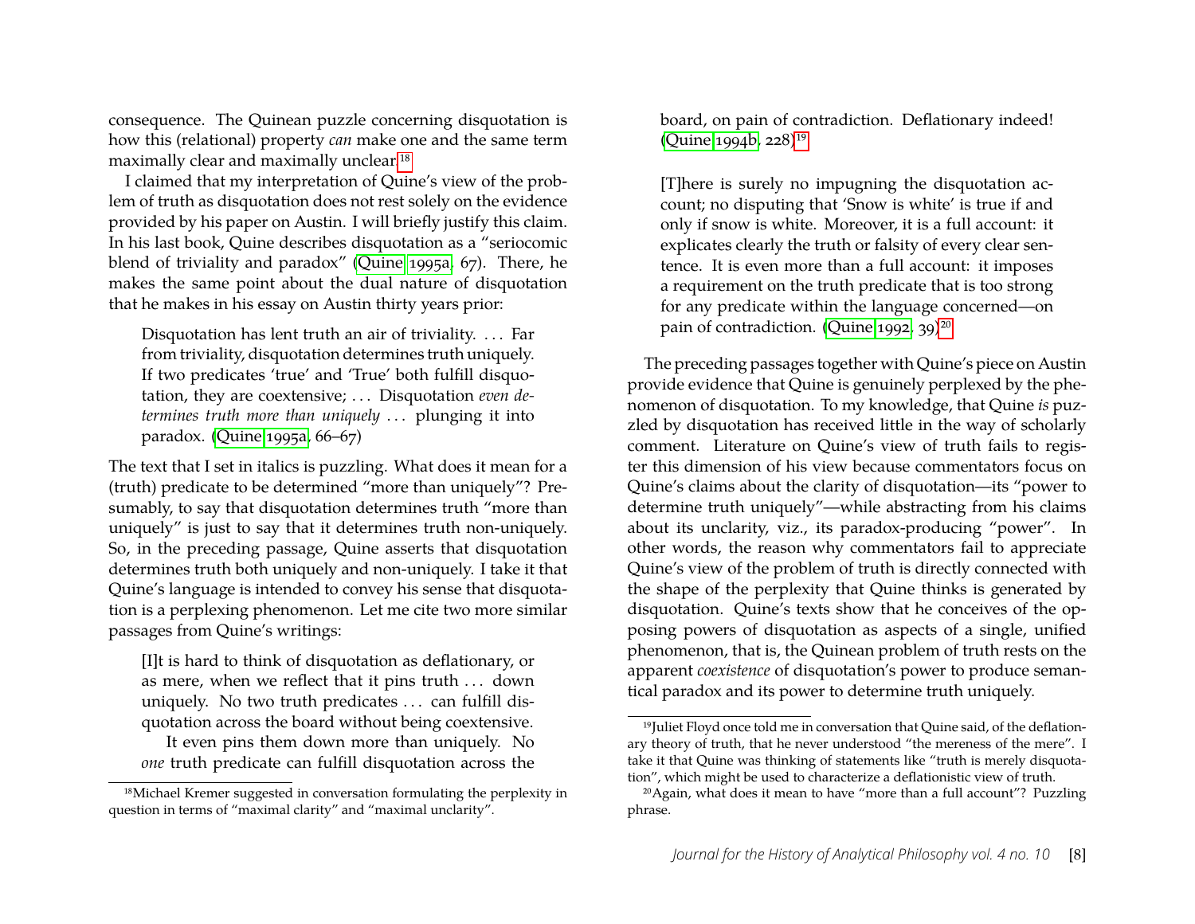consequence. The Quinean puzzle concerning disquotation is how this (relational) property *can* make one and the same term maximally clear and maximally unclear.[18]

I claimed that my interpretation of Quine's view of the problem of truth as disquotation does not rest solely on the evidence provided by his paper on Austin. I will briefly justify this claim. In his last book, Quine describes disquotation as a "seriocomic blend of triviality and paradox" (Quine 1995a, 67). There, he makes the same point about the dual nature of disquotation that he makes in his essay on Austin thirty years prior:

> Disquotation has lent truth an air of triviality. ... Far from triviality, disquotation determines truth uniquely. If two predicates 'true' and 'True' both fulfill disquotation, they are coextensive; ... Disquotation *even determines truth more than uniquely* ... plunging it into paradox. (Quine 1995a, 66–67)

The text that I set in italics is puzzling. What does it mean for a (truth) predicate to be determined "more than uniquely"? Presumably, to say that disquotation determines truth "more than uniquely" is just to say that it determines truth non-uniquely. So, in the preceding passage, Quine asserts that disquotation determines truth both uniquely and non-uniquely. I take it that Quine's language is intended to convey his sense that disquotation is a perplexing phenomenon. Let me cite two more similar passages from Quine's writings:

> [I]t is hard to think of disquotation as deflationary, or as mere, when we reflect that it pins truth ... down uniquely. No two truth predicates ... can fulfill disquotation across the board without being coextensive.
>
> It even pins them down more than uniquely. No *one* truth predicate can fulfill disquotation across the board, on pain of contradiction. Deflationary indeed! (Quine 1994b, 228)[19]

> [T]here is surely no impugning the disquotation account; no disputing that 'Snow is white' is true if and only if snow is white. Moreover, it is a full account: it explicates clearly the truth or falsity of every clear sentence. It is even more than a full account: it imposes a requirement on the truth predicate that is too strong for any predicate within the language concerned—on pain of contradiction. (Quine 1992, 39)[20]

The preceding passages together with Quine's piece on Austin provide evidence that Quine is genuinely perplexed by the phenomenon of disquotation. To my knowledge, that Quine *is* puzzled by disquotation has received little in the way of scholarly comment. Literature on Quine's view of truth fails to register this dimension of his view because commentators focus on Quine's claims about the clarity of disquotation—its "power to determine truth uniquely"—while abstracting from his claims about its unclarity, viz., its paradox-producing "power". In other words, the reason why commentators fail to appreciate Quine's view of the problem of truth is directly connected with the shape of the perplexity that Quine thinks is generated by disquotation. Quine's texts show that he conceives of the opposing powers of disquotation as aspects of a single, unified phenomenon, that is, the Quinean problem of truth rests on the apparent *coexistence* of disquotation's power to produce semantical paradox and its power to determine truth uniquely.

---

[18] Michael Kremer suggested in conversation formulating the perplexity in question in terms of "maximal clarity" and "maximal unclarity".

[19] Juliet Floyd once told me in conversation that Quine said, of the deflationary theory of truth, that he never understood "the mereness of the mere". I take it that Quine was thinking of statements like "truth is merely disquotation", which might be used to characterize a deflationistic view of truth.

[20] Again, what does it mean to have "more than a full account"? Puzzling phrase.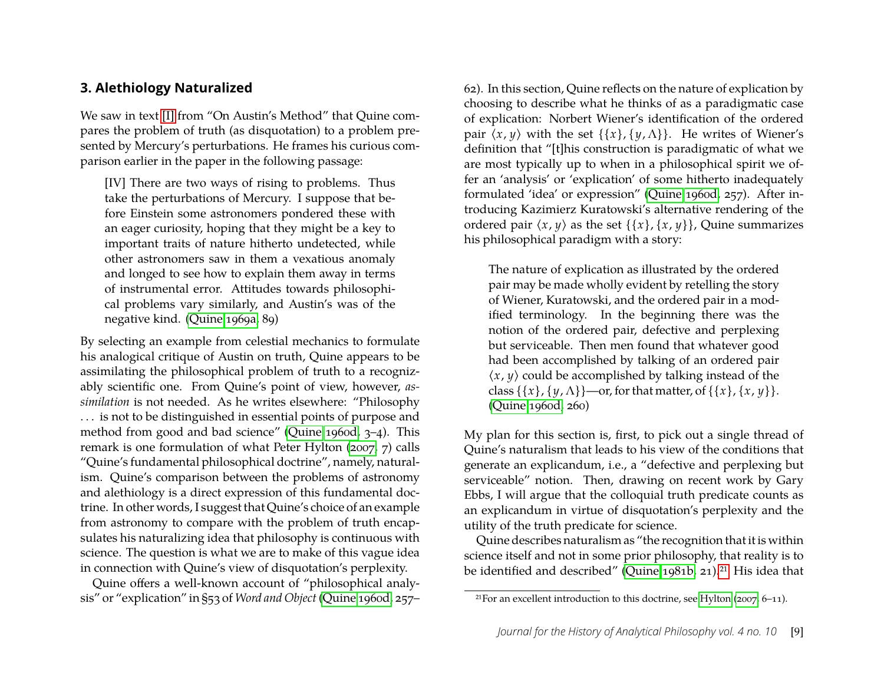## 3. Alethiology Naturalized

We saw in text [I] from "On Austin's Method" that Quine compares the problem of truth (as disquotation) to a problem presented by Mercury's perturbations. He frames his curious comparison earlier in the paper in the following passage:

> [IV] There are two ways of rising to problems. Thus take the perturbations of Mercury. I suppose that before Einstein some astronomers pondered these with an eager curiosity, hoping that they might be a key to important traits of nature hitherto undetected, while other astronomers saw in them a vexatious anomaly and longed to see how to explain them away in terms of instrumental error. Attitudes towards philosophical problems vary similarly, and Austin's was of the negative kind. (Quine 1969a, 89)

By selecting an example from celestial mechanics to formulate his analogical critique of Austin on truth, Quine appears to be assimilating the philosophical problem of truth to a recognizably scientific one. From Quine's point of view, however, *assimilation* is not needed. As he writes elsewhere: "Philosophy . . . is not to be distinguished in essential points of purpose and method from good and bad science" (Quine 1960d, 3–4). This remark is one formulation of what Peter Hylton (2007, 7) calls "Quine's fundamental philosophical doctrine", namely, naturalism. Quine's comparison between the problems of astronomy and alethiology is a direct expression of this fundamental doctrine. In other words, I suggest that Quine's choice of an example from astronomy to compare with the problem of truth encapsulates his naturalizing idea that philosophy is continuous with science. The question is what we are to make of this vague idea in connection with Quine's view of disquotation's perplexity.

Quine offers a well-known account of "philosophical analysis" or "explication" in §53 of *Word and Object* (Quine 1960d, 257–62). In this section, Quine reflects on the nature of explication by choosing to describe what he thinks of as a paradigmatic case of explication: Norbert Wiener's identification of the ordered pair $\langle x, y\rangle$ with the set $\{\{x\}, \{y, \Lambda\}\}$. He writes of Wiener's definition that "[t]his construction is paradigmatic of what we are most typically up to when in a philosophical spirit we offer an 'analysis' or 'explication' of some hitherto inadequately formulated 'idea' or expression" (Quine 1960d, 257). After introducing Kazimierz Kuratowski's alternative rendering of the ordered pair $\langle x, y\rangle$ as the set $\{\{x\}, \{x, y\}\}$, Quine summarizes his philosophical paradigm with a story:

> The nature of explication as illustrated by the ordered pair may be made wholly evident by retelling the story of Wiener, Kuratowski, and the ordered pair in a modified terminology. In the beginning there was the notion of the ordered pair, defective and perplexing but serviceable. Then men found that whatever good had been accomplished by talking of an ordered pair $\langle x, y\rangle$ could be accomplished by talking instead of the class $\{\{x\}, \{y, \Lambda\}\}$—or, for that matter, of $\{\{x\}, \{x, y\}\}$. (Quine 1960d, 260)

My plan for this section is, first, to pick out a single thread of Quine's naturalism that leads to his view of the conditions that generate an explicandum, i.e., a "defective and perplexing but serviceable" notion. Then, drawing on recent work by Gary Ebbs, I will argue that the colloquial truth predicate counts as an explicandum in virtue of disquotation's perplexity and the utility of the truth predicate for science.

Quine describes naturalism as "the recognition that it is within science itself and not in some prior philosophy, that reality is to be identified and described" (Quine 1981b, 21).[21] His idea that

[21] For an excellent introduction to this doctrine, see Hylton (2007, 6–11).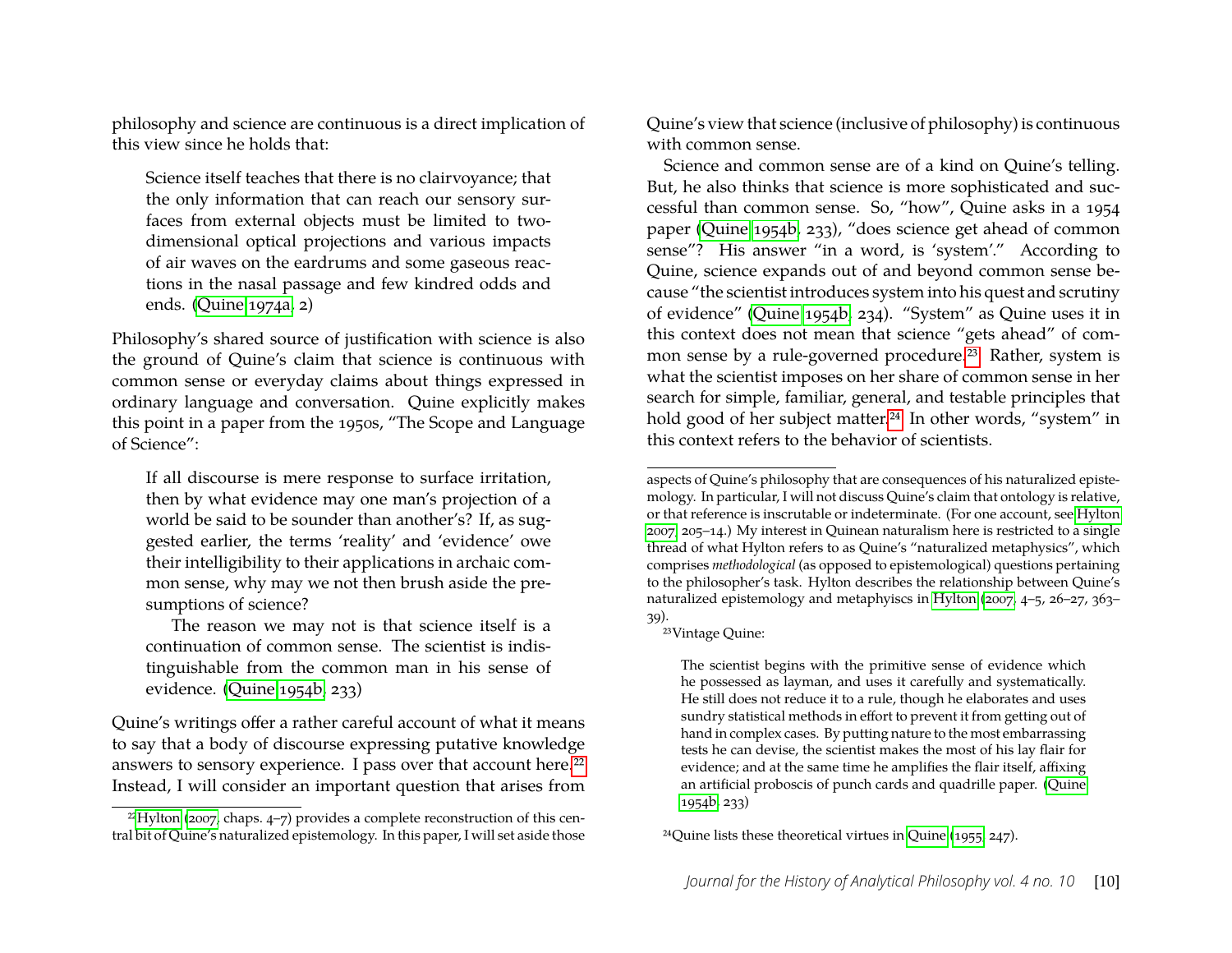philosophy and science are continuous is a direct implication of this view since he holds that:

> Science itself teaches that there is no clairvoyance; that the only information that can reach our sensory surfaces from external objects must be limited to two-dimensional optical projections and various impacts of air waves on the eardrums and some gaseous reactions in the nasal passage and few kindred odds and ends. (Quine 1974a, 2)

Philosophy's shared source of justification with science is also the ground of Quine's claim that science is continuous with common sense or everyday claims about things expressed in ordinary language and conversation. Quine explicitly makes this point in a paper from the 1950s, "The Scope and Language of Science":

> If all discourse is mere response to surface irritation, then by what evidence may one man's projection of a world be said to be sounder than another's? If, as suggested earlier, the terms 'reality' and 'evidence' owe their intelligibility to their applications in archaic common sense, why may we not then brush aside the presumptions of science?
>
> The reason we may not is that science itself is a continuation of common sense. The scientist is indistinguishable from the common man in his sense of evidence. (Quine 1954b, 233)

Quine's writings offer a rather careful account of what it means to say that a body of discourse expressing putative knowledge answers to sensory experience. I pass over that account here.[22] Instead, I will consider an important question that arises from Quine's view that science (inclusive of philosophy) is continuous with common sense.

Science and common sense are of a kind on Quine's telling. But, he also thinks that science is more sophisticated and successful than common sense. So, "how", Quine asks in a 1954 paper (Quine 1954b, 233), "does science get ahead of common sense"? His answer "in a word, is 'system'." According to Quine, science expands out of and beyond common sense because "the scientist introduces system into his quest and scrutiny of evidence" (Quine 1954b, 234). "System" as Quine uses it in this context does not mean that science "gets ahead" of common sense by a rule-governed procedure.[23] Rather, system is what the scientist imposes on her share of common sense in her search for simple, familiar, general, and testable principles that hold good of her subject matter.[24] In other words, "system" in this context refers to the behavior of scientists.

---

[22] Hylton (2007, chaps. 4–7) provides a complete reconstruction of this central bit of Quine's naturalized epistemology. In this paper, I will set aside those aspects of Quine's philosophy that are consequences of his naturalized epistemology. In particular, I will not discuss Quine's claim that ontology is relative, or that reference is inscrutable or indeterminate. (For one account, see Hylton 2007, 205–14.) My interest in Quinean naturalism here is restricted to a single thread of what Hylton refers to as Quine's "naturalized metaphysics", which comprises *methodological* (as opposed to epistemological) questions pertaining to the philosopher's task. Hylton describes the relationship between Quine's naturalized epistemology and metaphyiscs in Hylton (2007, 4–5, 26–27, 363–39).

[23] Vintage Quine:

> The scientist begins with the primitive sense of evidence which he possessed as layman, and uses it carefully and systematically. He still does not reduce it to a rule, though he elaborates and uses sundry statistical methods in effort to prevent it from getting out of hand in complex cases. By putting nature to the most embarrassing tests he can devise, the scientist makes the most of his lay flair for evidence; and at the same time he amplifies the flair itself, affixing an artificial proboscis of punch cards and quadrille paper. (Quine 1954b, 233)

[24] Quine lists these theoretical virtues in Quine (1955, 247).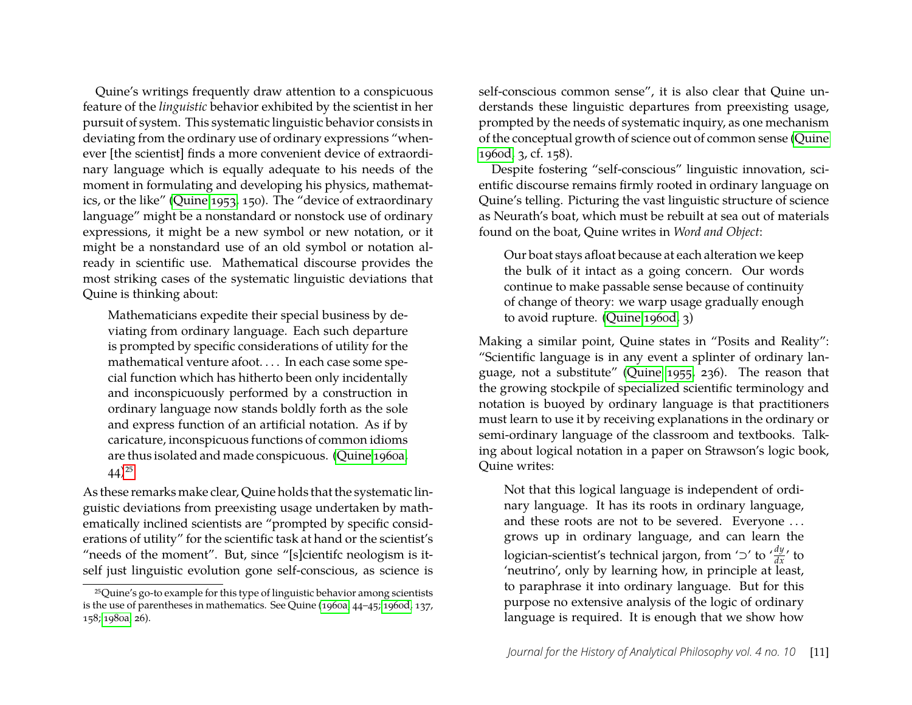Quine's writings frequently draw attention to a conspicuous feature of the *linguistic* behavior exhibited by the scientist in her pursuit of system. This systematic linguistic behavior consists in deviating from the ordinary use of ordinary expressions "whenever [the scientist] finds a more convenient device of extraordinary language which is equally adequate to his needs of the moment in formulating and developing his physics, mathematics, or the like" (Quine 1953, 150). The "device of extraordinary language" might be a nonstandard or nonstock use of ordinary expressions, it might be a new symbol or new notation, or it might be a nonstandard use of an old symbol or notation already in scientific use. Mathematical discourse provides the most striking cases of the systematic linguistic deviations that Quine is thinking about:

> Mathematicians expedite their special business by deviating from ordinary language. Each such departure is prompted by specific considerations of utility for the mathematical venture afoot. . . . In each case some special function which has hitherto been only incidentally and inconspicuously performed by a construction in ordinary language now stands boldly forth as the sole and express function of an artificial notation. As if by caricature, inconspicuous functions of common idioms are thus isolated and made conspicuous. (Quine 1960a, 44)[25]

As these remarks make clear, Quine holds that the systematic linguistic deviations from preexisting usage undertaken by mathematically inclined scientists are "prompted by specific considerations of utility" for the scientific task at hand or the scientist's "needs of the moment". But, since "[s]cientifc neologism is itself just linguistic evolution gone self-conscious, as science is self-conscious common sense", it is also clear that Quine understands these linguistic departures from preexisting usage, prompted by the needs of systematic inquiry, as one mechanism of the conceptual growth of science out of common sense (Quine 1960d, 3, cf. 158).

Despite fostering "self-conscious" linguistic innovation, scientific discourse remains firmly rooted in ordinary language on Quine's telling. Picturing the vast linguistic structure of science as Neurath's boat, which must be rebuilt at sea out of materials found on the boat, Quine writes in *Word and Object*:

> Our boat stays afloat because at each alteration we keep the bulk of it intact as a going concern. Our words continue to make passable sense because of continuity of change of theory: we warp usage gradually enough to avoid rupture. (Quine 1960d, 3)

Making a similar point, Quine states in "Posits and Reality": "Scientific language is in any event a splinter of ordinary language, not a substitute" (Quine 1955, 236). The reason that the growing stockpile of specialized scientific terminology and notation is buoyed by ordinary language is that practitioners must learn to use it by receiving explanations in the ordinary or semi-ordinary language of the classroom and textbooks. Talking about logical notation in a paper on Strawson's logic book, Quine writes:

> Not that this logical language is independent of ordinary language. It has its roots in ordinary language, and these roots are not to be severed. Everyone . . . grows up in ordinary language, and can learn the logician-scientist's technical jargon, from '⊃' to '$\frac{dy}{dx}$' to 'neutrino', only by learning how, in principle at least, to paraphrase it into ordinary language. But for this purpose no extensive analysis of the logic of ordinary language is required. It is enough that we show how

[25] Quine's go-to example for this type of linguistic behavior among scientists is the use of parentheses in mathematics. See Quine (1960a, 44–45; 1960d, 137, 158; 1980a, 26).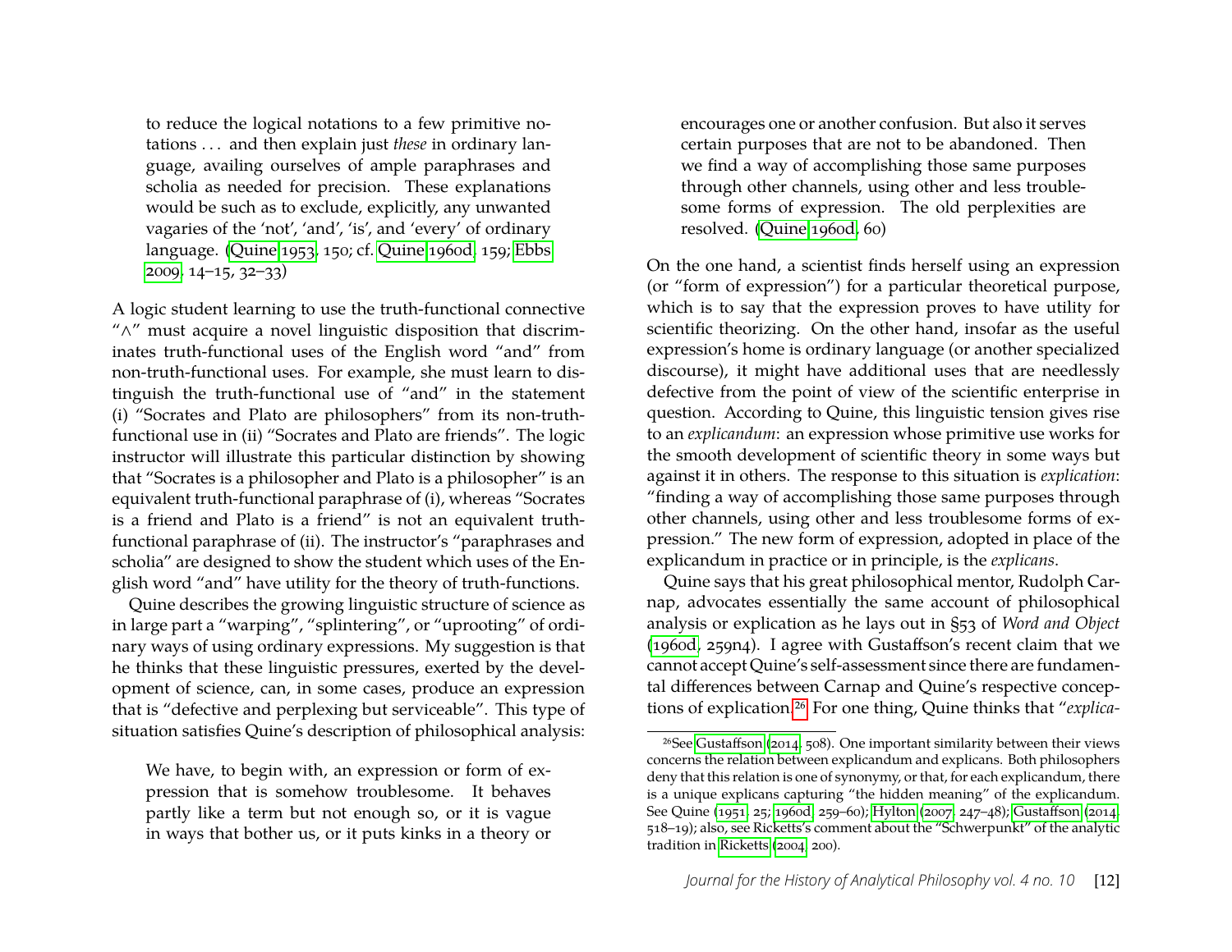> to reduce the logical notations to a few primitive notations . . . and then explain just *these* in ordinary language, availing ourselves of ample paraphrases and scholia as needed for precision. These explanations would be such as to exclude, explicitly, any unwanted vagaries of the 'not', 'and', 'is', and 'every' of ordinary language. (Quine 1953, 150; cf. Quine 1960d, 159; Ebbs 2009, 14–15, 32–33)

A logic student learning to use the truth-functional connective "∧" must acquire a novel linguistic disposition that discriminates truth-functional uses of the English word "and" from non-truth-functional uses. For example, she must learn to distinguish the truth-functional use of "and" in the statement (i) "Socrates and Plato are philosophers" from its non-truth-functional use in (ii) "Socrates and Plato are friends". The logic instructor will illustrate this particular distinction by showing that "Socrates is a philosopher and Plato is a philosopher" is an equivalent truth-functional paraphrase of (i), whereas "Socrates is a friend and Plato is a friend" is not an equivalent truth-functional paraphrase of (ii). The instructor's "paraphrases and scholia" are designed to show the student which uses of the English word "and" have utility for the theory of truth-functions.

Quine describes the growing linguistic structure of science as in large part a "warping", "splintering", or "uprooting" of ordinary ways of using ordinary expressions. My suggestion is that he thinks that these linguistic pressures, exerted by the development of science, can, in some cases, produce an expression that is "defective and perplexing but serviceable". This type of situation satisfies Quine's description of philosophical analysis:

> We have, to begin with, an expression or form of expression that is somehow troublesome. It behaves partly like a term but not enough so, or it is vague in ways that bother us, or it puts kinks in a theory or encourages one or another confusion. But also it serves certain purposes that are not to be abandoned. Then we find a way of accomplishing those same purposes through other channels, using other and less troublesome forms of expression. The old perplexities are resolved. (Quine 1960d, 60)

On the one hand, a scientist finds herself using an expression (or "form of expression") for a particular theoretical purpose, which is to say that the expression proves to have utility for scientific theorizing. On the other hand, insofar as the useful expression's home is ordinary language (or another specialized discourse), it might have additional uses that are needlessly defective from the point of view of the scientific enterprise in question. According to Quine, this linguistic tension gives rise to an *explicandum*: an expression whose primitive use works for the smooth development of scientific theory in some ways but against it in others. The response to this situation is *explication*: "finding a way of accomplishing those same purposes through other channels, using other and less troublesome forms of expression." The new form of expression, adopted in place of the explicandum in practice or in principle, is the *explicans*.

Quine says that his great philosophical mentor, Rudolph Carnap, advocates essentially the same account of philosophical analysis or explication as he lays out in §53 of *Word and Object* (1960d, 259n4). I agree with Gustaffson's recent claim that we cannot accept Quine's self-assessment since there are fundamental differences between Carnap and Quine's respective conceptions of explication.[26] For one thing, Quine thinks that "*explica-*

[26] See Gustaffson (2014, 508). One important similarity between their views concerns the relation between explicandum and explicans. Both philosophers deny that this relation is one of synonymy, or that, for each explicandum, there is a unique explicans capturing "the hidden meaning" of the explicandum. See Quine (1951, 25; 1960d, 259–60); Hylton (2007, 247–48); Gustaffson (2014, 518–19); also, see Ricketts's comment about the "Schwerpunkt" of the analytic tradition in Ricketts (2004, 200).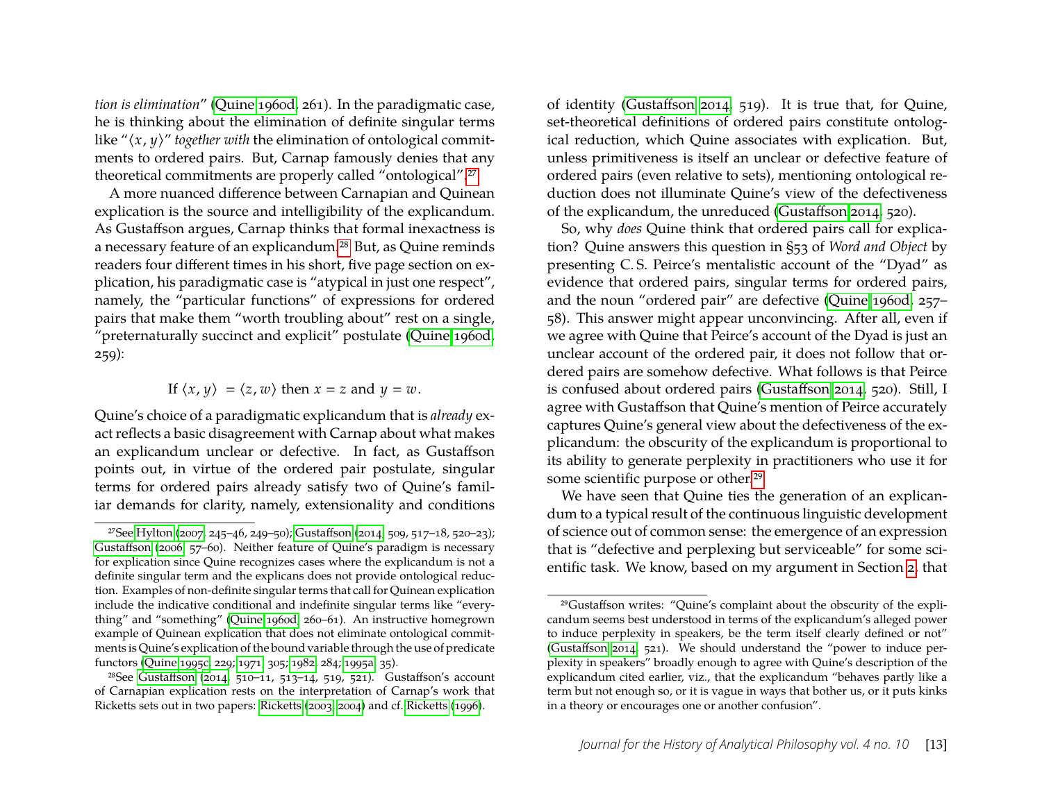*tion is elimination*" (Quine 1960d, 261). In the paradigmatic case, he is thinking about the elimination of definite singular terms like "$\langle x, y\rangle$" *together with* the elimination of ontological commitments to ordered pairs. But, Carnap famously denies that any theoretical commitments are properly called "ontological".[27]

A more nuanced difference between Carnapian and Quinean explication is the source and intelligibility of the explicandum. As Gustaffson argues, Carnap thinks that formal inexactness is a necessary feature of an explicandum.[28] But, as Quine reminds readers four different times in his short, five page section on explication, his paradigmatic case is "atypical in just one respect", namely, the "particular functions" of expressions for ordered pairs that make them "worth troubling about" rest on a single, "preternaturally succinct and explicit" postulate (Quine 1960d, 259):

$$\text{If } \langle x, y\rangle = \langle z, w\rangle \text{ then } x = z \text{ and } y = w.$$

Quine's choice of a paradigmatic explicandum that is *already* exact reflects a basic disagreement with Carnap about what makes an explicandum unclear or defective. In fact, as Gustaffson points out, in virtue of the ordered pair postulate, singular terms for ordered pairs already satisfy two of Quine's familiar demands for clarity, namely, extensionality and conditions of identity (Gustaffson 2014, 519). It is true that, for Quine, set-theoretical definitions of ordered pairs constitute ontological reduction, which Quine associates with explication. But, unless primitiveness is itself an unclear or defective feature of ordered pairs (even relative to sets), mentioning ontological reduction does not illuminate Quine's view of the defectiveness of the explicandum, the unreduced (Gustaffson 2014, 520).

So, why *does* Quine think that ordered pairs call for explication? Quine answers this question in §53 of *Word and Object* by presenting C. S. Peirce's mentalistic account of the "Dyad" as evidence that ordered pairs, singular terms for ordered pairs, and the noun "ordered pair" are defective (Quine 1960d, 257–58). This answer might appear unconvincing. After all, even if we agree with Quine that Peirce's account of the Dyad is just an unclear account of the ordered pair, it does not follow that ordered pairs are somehow defective. What follows is that Peirce is confused about ordered pairs (Gustaffson 2014, 520). Still, I agree with Gustaffson that Quine's mention of Peirce accurately captures Quine's general view about the defectiveness of the explicandum: the obscurity of the explicandum is proportional to its ability to generate perplexity in practitioners who use it for some scientific purpose or other.[29]

We have seen that Quine ties the generation of an explicandum to a typical result of the continuous linguistic development of science out of common sense: the emergence of an expression that is "defective and perplexing but serviceable" for some scientific task. We know, based on my argument in Section 2, that

---

[27] See Hylton (2007, 245–46, 249–50); Gustaffson (2014, 509, 517–18, 520–23); Gustaffson (2006, 57–60). Neither feature of Quine's paradigm is necessary for explication since Quine recognizes cases where the explicandum is not a definite singular term and the explicans does not provide ontological reduction. Examples of non-definite singular terms that call for Quinean explication include the indicative conditional and indefinite singular terms like "everything" and "something" (Quine 1960d, 260–61). An instructive homegrown example of Quinean explication that does not eliminate ontological commitments is Quine's explication of the bound variable through the use of predicate functors (Quine 1995c, 229; 1971, 305; 1982, 284; 1995a, 35).

[28] See Gustaffson (2014, 510–11, 513–14, 519, 521). Gustaffson's account of Carnapian explication rests on the interpretation of Carnap's work that Ricketts sets out in two papers: Ricketts (2003, 2004) and cf. Ricketts (1996).

[29] Gustaffson writes: "Quine's complaint about the obscurity of the explicandum seems best understood in terms of the explicandum's alleged power to induce perplexity in speakers, be the term itself clearly defined or not" (Gustaffson 2014, 521). We should understand the "power to induce perplexity in speakers" broadly enough to agree with Quine's description of the explicandum cited earlier, viz., that the explicandum "behaves partly like a term but not enough so, or it is vague in ways that bother us, or it puts kinks in a theory or encourages one or another confusion".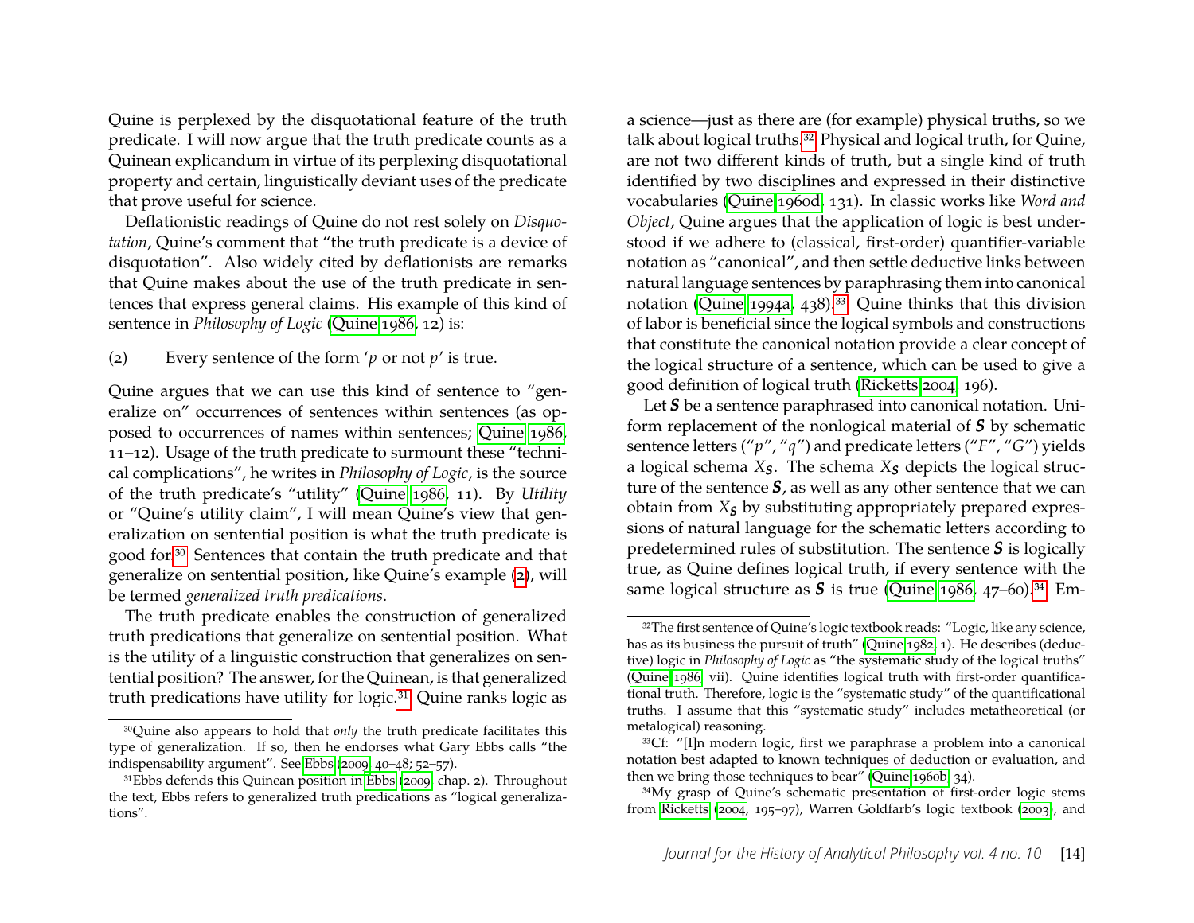Quine is perplexed by the disquotational feature of the truth predicate. I will now argue that the truth predicate counts as a Quinean explicandum in virtue of its perplexing disquotational property and certain, linguistically deviant uses of the predicate that prove useful for science.

Deflationistic readings of Quine do not rest solely on *Disquotation*, Quine's comment that "the truth predicate is a device of disquotation". Also widely cited by deflationists are remarks that Quine makes about the use of the truth predicate in sentences that express general claims. His example of this kind of sentence in *Philosophy of Logic* (Quine 1986, 12) is:

(2) Every sentence of the form '*p* or not *p*' is true.

Quine argues that we can use this kind of sentence to "generalize on" occurrences of sentences within sentences (as opposed to occurrences of names within sentences; Quine 1986, 11–12). Usage of the truth predicate to surmount these "technical complications", he writes in *Philosophy of Logic*, is the source of the truth predicate's "utility" (Quine 1986, 11). By *Utility* or "Quine's utility claim", I will mean Quine's view that generalization on sentential position is what the truth predicate is good for.[30] Sentences that contain the truth predicate and that generalize on sentential position, like Quine's example (2), will be termed *generalized truth predications*.

The truth predicate enables the construction of generalized truth predications that generalize on sentential position. What is the utility of a linguistic construction that generalizes on sentential position? The answer, for the Quinean, is that generalized truth predications have utility for logic.[31] Quine ranks logic as a science—just as there are (for example) physical truths, so we talk about logical truths.[32] Physical and logical truth, for Quine, are not two different kinds of truth, but a single kind of truth identified by two disciplines and expressed in their distinctive vocabularies (Quine 1960d, 131). In classic works like *Word and Object*, Quine argues that the application of logic is best understood if we adhere to (classical, first-order) quantifier-variable notation as "canonical", and then settle deductive links between natural language sentences by paraphrasing them into canonical notation (Quine 1994a, 438).[33] Quine thinks that this division of labor is beneficial since the logical symbols and constructions that constitute the canonical notation provide a clear concept of the logical structure of a sentence, which can be used to give a good definition of logical truth (Ricketts 2004, 196).

Let $\boldsymbol{S}$ be a sentence paraphrased into canonical notation. Uniform replacement of the nonlogical material of $\boldsymbol{S}$ by schematic sentence letters ("*p*", "*q*") and predicate letters ("*F*", "*G*") yields a logical schema $X_{\boldsymbol{S}}$. The schema $X_{\boldsymbol{S}}$ depicts the logical structure of the sentence $\boldsymbol{S}$, as well as any other sentence that we can obtain from $X_{\boldsymbol{S}}$ by substituting appropriately prepared expressions of natural language for the schematic letters according to predetermined rules of substitution. The sentence $\boldsymbol{S}$ is logically true, as Quine defines logical truth, if every sentence with the same logical structure as $\boldsymbol{S}$ is true (Quine 1986, 47–60).[34] Em-

[30] Quine also appears to hold that *only* the truth predicate facilitates this type of generalization. If so, then he endorses what Gary Ebbs calls "the indispensability argument". See Ebbs (2009, 40–48; 52–57).

[31] Ebbs defends this Quinean position in Ebbs (2009, chap. 2). Throughout the text, Ebbs refers to generalized truth predications as "logical generalizations".

[32] The first sentence of Quine's logic textbook reads: "Logic, like any science, has as its business the pursuit of truth" (Quine 1982, 1). He describes (deductive) logic in *Philosophy of Logic* as "the systematic study of the logical truths" (Quine 1986, vii). Quine identifies logical truth with first-order quantificational truth. Therefore, logic is the "systematic study" of the quantificational truths. I assume that this "systematic study" includes metatheoretical (or metalogical) reasoning.

[33] Cf: "[I]n modern logic, first we paraphrase a problem into a canonical notation best adapted to known techniques of deduction or evaluation, and then we bring those techniques to bear" (Quine 1960b, 34).

[34] My grasp of Quine's schematic presentation of first-order logic stems from Ricketts (2004, 195–97), Warren Goldfarb's logic textbook (2003), and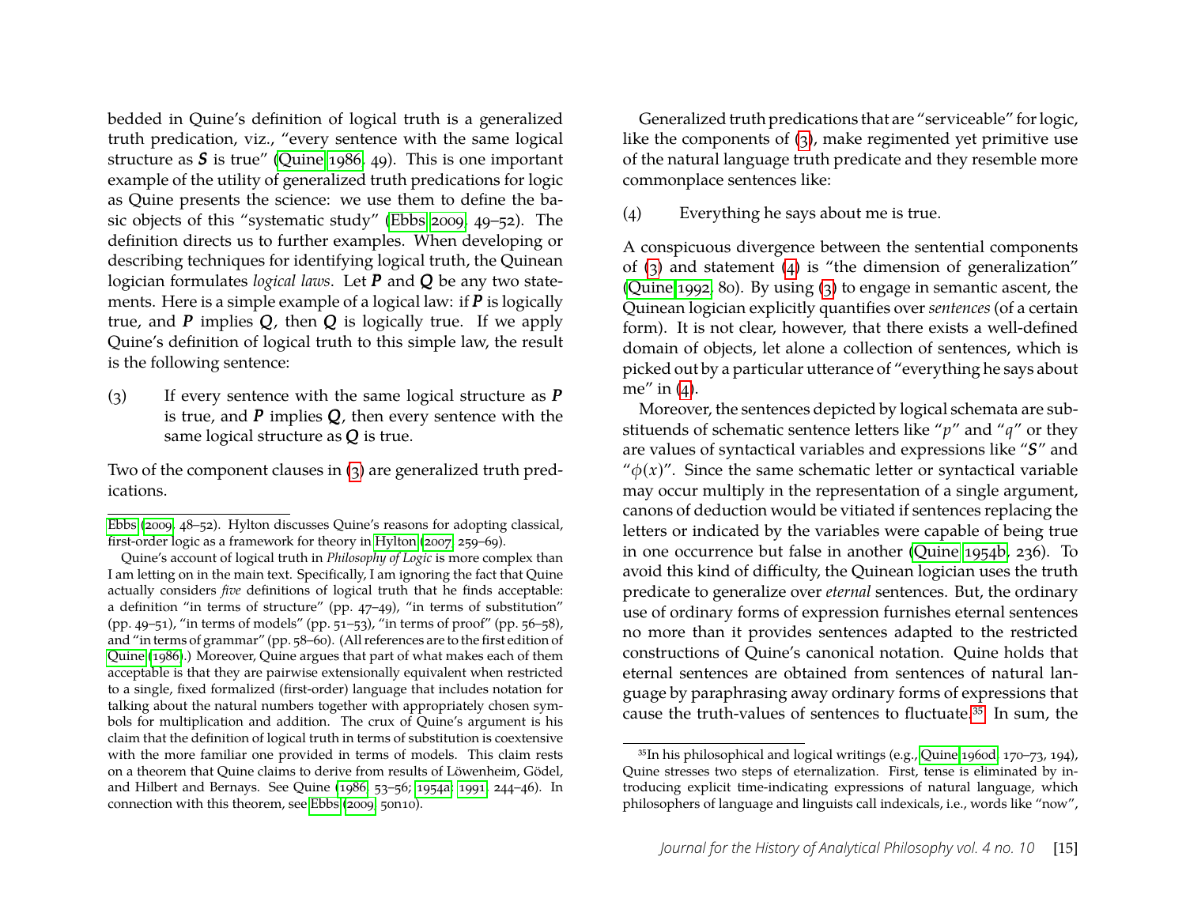bedded in Quine's definition of logical truth is a generalized truth predication, viz., "every sentence with the same logical structure as ***S*** is true" (Quine 1986, 49). This is one important example of the utility of generalized truth predications for logic as Quine presents the science: we use them to define the basic objects of this "systematic study" (Ebbs 2009, 49–52). The definition directs us to further examples. When developing or describing techniques for identifying logical truth, the Quinean logician formulates *logical laws*. Let ***P*** and ***Q*** be any two statements. Here is a simple example of a logical law: if ***P*** is logically true, and ***P*** implies ***Q***, then ***Q*** is logically true. If we apply Quine's definition of logical truth to this simple law, the result is the following sentence:

(3) If every sentence with the same logical structure as ***P*** is true, and ***P*** implies ***Q***, then every sentence with the same logical structure as ***Q*** is true.

Two of the component clauses in (3) are generalized truth predications.

Generalized truth predications that are "serviceable" for logic, like the components of (3), make regimented yet primitive use of the natural language truth predicate and they resemble more commonplace sentences like:

(4) Everything he says about me is true.

A conspicuous divergence between the sentential components of (3) and statement (4) is "the dimension of generalization" (Quine 1992, 80). By using (3) to engage in semantic ascent, the Quinean logician explicitly quantifies over *sentences* (of a certain form). It is not clear, however, that there exists a well-defined domain of objects, let alone a collection of sentences, which is picked out by a particular utterance of "everything he says about me" in (4).

Moreover, the sentences depicted by logical schemata are substituends of schematic sentence letters like "$p$" and "$q$" or they are values of syntactical variables and expressions like "***S***" and "$\phi(x)$". Since the same schematic letter or syntactical variable may occur multiply in the representation of a single argument, canons of deduction would be vitiated if sentences replacing the letters or indicated by the variables were capable of being true in one occurrence but false in another (Quine 1954b, 236). To avoid this kind of difficulty, the Quinean logician uses the truth predicate to generalize over *eternal* sentences. But, the ordinary use of ordinary forms of expression furnishes eternal sentences no more than it provides sentences adapted to the restricted constructions of Quine's canonical notation. Quine holds that eternal sentences are obtained from sentences of natural language by paraphrasing away ordinary forms of expressions that cause the truth-values of sentences to fluctuate.[35] In sum, the

---

Ebbs (2009, 48–52). Hylton discusses Quine's reasons for adopting classical, first-order logic as a framework for theory in Hylton (2007, 259–69).

Quine's account of logical truth in *Philosophy of Logic* is more complex than I am letting on in the main text. Specifically, I am ignoring the fact that Quine actually considers *five* definitions of logical truth that he finds acceptable: a definition "in terms of structure" (pp. 47–49), "in terms of substitution" (pp. 49–51), "in terms of models" (pp. 51–53), "in terms of proof" (pp. 56–58), and "in terms of grammar" (pp. 58–60). (All references are to the first edition of Quine (1986).) Moreover, Quine argues that part of what makes each of them acceptable is that they are pairwise extensionally equivalent when restricted to a single, fixed formalized (first-order) language that includes notation for talking about the natural numbers together with appropriately chosen symbols for multiplication and addition. The crux of Quine's argument is his claim that the definition of logical truth in terms of substitution is coextensive with the more familiar one provided in terms of models. This claim rests on a theorem that Quine claims to derive from results of Löwenheim, Gödel, and Hilbert and Bernays. See Quine (1986, 53–56; 1954a; 1991, 244–46). In connection with this theorem, see Ebbs (2009, 50n10).

[35] In his philosophical and logical writings (e.g., Quine 1960d, 170–73, 194), Quine stresses two steps of eternalization. First, tense is eliminated by introducing explicit time-indicating expressions of natural language, which philosophers of language and linguists call indexicals, i.e., words like "now",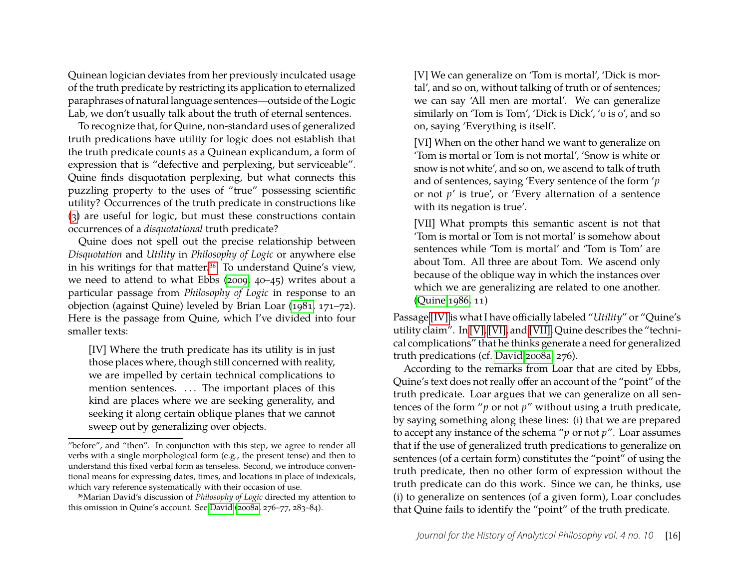Quinean logician deviates from her previously inculcated usage of the truth predicate by restricting its application to eternalized paraphrases of natural language sentences—outside of the Logic Lab, we don't usually talk about the truth of eternal sentences.

To recognize that, for Quine, non-standard uses of generalized truth predications have utility for logic does not establish that the truth predicate counts as a Quinean explicandum, a form of expression that is "defective and perplexing, but serviceable". Quine finds disquotation perplexing, but what connects this puzzling property to the uses of "true" possessing scientific utility? Occurrences of the truth predicate in constructions like (3) are useful for logic, but must these constructions contain occurrences of a *disquotational* truth predicate?

Quine does not spell out the precise relationship between *Disquotation* and *Utility* in *Philosophy of Logic* or anywhere else in his writings for that matter.[36] To understand Quine's view, we need to attend to what Ebbs (2009, 40–45) writes about a particular passage from *Philosophy of Logic* in response to an objection (against Quine) leveled by Brian Loar (1981, 171–72). Here is the passage from Quine, which I've divided into four smaller texts:

> [IV] Where the truth predicate has its utility is in just those places where, though still concerned with reality, we are impelled by certain technical complications to mention sentences. . . . The important places of this kind are places where we are seeking generality, and seeking it along certain oblique planes that we cannot sweep out by generalizing over objects.
>
> [V] We can generalize on 'Tom is mortal', 'Dick is mortal', and so on, without talking of truth or of sentences; we can say 'All men are mortal'. We can generalize similarly on 'Tom is Tom', 'Dick is Dick', '0 is 0', and so on, saying 'Everything is itself'.
>
> [VI] When on the other hand we want to generalize on 'Tom is mortal or Tom is not mortal', 'Snow is white or snow is not white', and so on, we ascend to talk of truth and of sentences, saying 'Every sentence of the form '*p* or not *p*' is true', or 'Every alternation of a sentence with its negation is true'.
>
> [VII] What prompts this semantic ascent is not that 'Tom is mortal or Tom is not mortal' is somehow about sentences while 'Tom is mortal' and 'Tom is Tom' are about Tom. All three are about Tom. We ascend only because of the oblique way in which the instances over which we are generalizing are related to one another. (Quine 1986, 11)

Passage [IV] is what I have officially labeled "*Utility*" or "Quine's utility claim". In [V], [VI], and [VII], Quine describes the "technical complications" that he thinks generate a need for generalized truth predications (cf. David 2008a, 276).

According to the remarks from Loar that are cited by Ebbs, Quine's text does not really offer an account of the "point" of the truth predicate. Loar argues that we can generalize on all sentences of the form "*p* or not *p*" without using a truth predicate, by saying something along these lines: (i) that we are prepared to accept any instance of the schema "*p* or not *p*". Loar assumes that if the use of generalized truth predications to generalize on sentences (of a certain form) constitutes the "point" of using the truth predicate, then no other form of expression without the truth predicate can do this work. Since we can, he thinks, use (i) to generalize on sentences (of a given form), Loar concludes that Quine fails to identify the "point" of the truth predicate.

---

"before", and "then". In conjunction with this step, we agree to render all verbs with a single morphological form (e.g., the present tense) and then to understand this fixed verbal form as tenseless. Second, we introduce conventional means for expressing dates, times, and locations in place of indexicals, which vary reference systematically with their occasion of use.

[36] Marian David's discussion of *Philosophy of Logic* directed my attention to this omission in Quine's account. See David (2008a, 276–77, 283–84).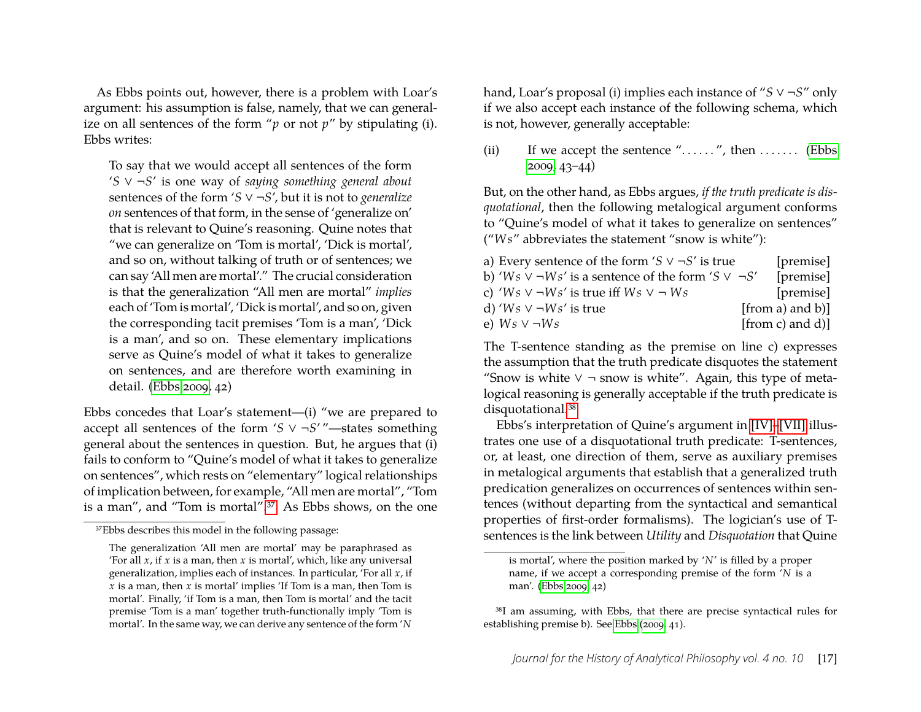As Ebbs points out, however, there is a problem with Loar's argument: his assumption is false, namely, that we can generalize on all sentences of the form "$p$ or not $p$" by stipulating (i). Ebbs writes:

> To say that we would accept all sentences of the form '$S \vee \neg S$' is one way of *saying something general about* sentences of the form '$S \vee \neg S$', but it is not to *generalize on* sentences of that form, in the sense of 'generalize on' that is relevant to Quine's reasoning. Quine notes that "we can generalize on 'Tom is mortal', 'Dick is mortal', and so on, without talking of truth or of sentences; we can say 'All men are mortal'." The crucial consideration is that the generalization "All men are mortal" *implies* each of 'Tom is mortal', 'Dick is mortal', and so on, given the corresponding tacit premises 'Tom is a man', 'Dick is a man', and so on. These elementary implications serve as Quine's model of what it takes to generalize on sentences, and are therefore worth examining in detail. (Ebbs 2009, 42)

Ebbs concedes that Loar's statement—(i) "we are prepared to accept all sentences of the form '$S \vee \neg S$'"—states something general about the sentences in question. But, he argues that (i) fails to conform to "Quine's model of what it takes to generalize on sentences", which rests on "elementary" logical relationships of implication between, for example, "All men are mortal", "Tom is a man", and "Tom is mortal".[37] As Ebbs shows, on the one hand, Loar's proposal (i) implies each instance of "$S \vee \neg S$" only if we also accept each instance of the following schema, which is not, however, generally acceptable:

(ii) If we accept the sentence "......", then ....... (Ebbs 2009, 43–44)

But, on the other hand, as Ebbs argues, *if the truth predicate is disquotational*, then the following metalogical argument conforms to "Quine's model of what it takes to generalize on sentences" ("$Ws$" abbreviates the statement "snow is white"):

| | |
|---|---|
| a) Every sentence of the form '$S \vee \neg S$' is true | [premise] |
| b) '$Ws \vee \neg Ws$' is a sentence of the form '$S \vee \neg S$' | [premise] |
| c) '$Ws \vee \neg Ws$' is true iff $Ws \vee \neg Ws$ | [premise] |
| d) '$Ws \vee \neg Ws$' is true | [from a) and b)] |
| e) $Ws \vee \neg Ws$ | [from c) and d)] |

The T-sentence standing as the premise on line c) expresses the assumption that the truth predicate disquotes the statement "Snow is white $\vee$ $\neg$ snow is white". Again, this type of metalogical reasoning is generally acceptable if the truth predicate is disquotational.[38]

Ebbs's interpretation of Quine's argument in [IV]–[VII] illustrates one use of a disquotational truth predicate: T-sentences, or, at least, one direction of them, serve as auxiliary premises in metalogical arguments that establish that a generalized truth predication generalizes on occurrences of sentences within sentences (without departing from the syntactical and semantical properties of first-order formalisms). The logician's use of T-sentences is the link between *Utility* and *Disquotation* that Quine

[37] Ebbs describes this model in the following passage:

> The generalization 'All men are mortal' may be paraphrased as 'For all $x$, if $x$ is a man, then $x$ is mortal', which, like any universal generalization, implies each of its instances. In particular, 'For all $x$, if $x$ is a man, then $x$ is mortal' implies 'If Tom is a man, then Tom is mortal'. Finally, 'if Tom is a man, then Tom is mortal' and the tacit premise 'Tom is a man' together truth-functionally imply 'Tom is mortal'. In the same way, we can derive any sentence of the form '$N$ is mortal', where the position marked by '$N$' is filled by a proper name, if we accept a corresponding premise of the form '$N$ is a man'. (Ebbs 2009, 42)

[38] I am assuming, with Ebbs, that there are precise syntactical rules for establishing premise b). See Ebbs (2009, 41).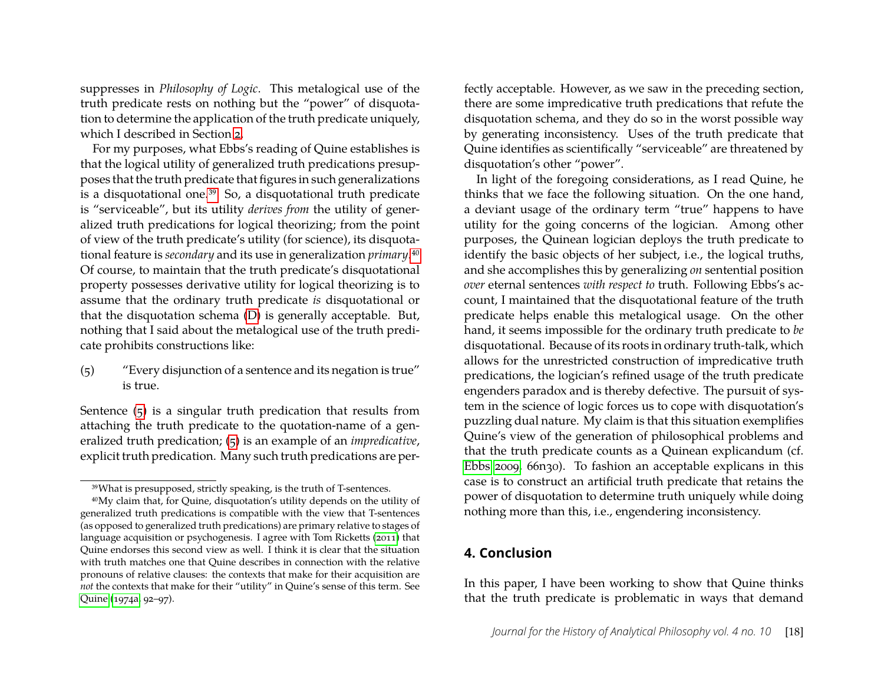suppresses in *Philosophy of Logic*. This metalogical use of the truth predicate rests on nothing but the "power" of disquotation to determine the application of the truth predicate uniquely, which I described in Section 2.

For my purposes, what Ebbs's reading of Quine establishes is that the logical utility of generalized truth predications presupposes that the truth predicate that figures in such generalizations is a disquotational one.[39] So, a disquotational truth predicate is "serviceable", but its utility *derives from* the utility of generalized truth predications for logical theorizing; from the point of view of the truth predicate's utility (for science), its disquotational feature is *secondary* and its use in generalization *primary*.[40] Of course, to maintain that the truth predicate's disquotational property possesses derivative utility for logical theorizing is to assume that the ordinary truth predicate *is* disquotational or that the disquotation schema (D) is generally acceptable. But, nothing that I said about the metalogical use of the truth predicate prohibits constructions like:

(5) "Every disjunction of a sentence and its negation is true" is true.

Sentence (5) is a singular truth predication that results from attaching the truth predicate to the quotation-name of a generalized truth predication; (5) is an example of an *impredicative*, explicit truth predication. Many such truth predications are perfectly acceptable. However, as we saw in the preceding section, there are some impredicative truth predications that refute the disquotation schema, and they do so in the worst possible way by generating inconsistency. Uses of the truth predicate that Quine identifies as scientifically "serviceable" are threatened by disquotation's other "power".

In light of the foregoing considerations, as I read Quine, he thinks that we face the following situation. On the one hand, a deviant usage of the ordinary term "true" happens to have utility for the going concerns of the logician. Among other purposes, the Quinean logician deploys the truth predicate to identify the basic objects of her subject, i.e., the logical truths, and she accomplishes this by generalizing *on* sentential position *over* eternal sentences *with respect to* truth. Following Ebbs's account, I maintained that the disquotational feature of the truth predicate helps enable this metalogical usage. On the other hand, it seems impossible for the ordinary truth predicate to *be* disquotational. Because of its roots in ordinary truth-talk, which allows for the unrestricted construction of impredicative truth predications, the logician's refined usage of the truth predicate engenders paradox and is thereby defective. The pursuit of system in the science of logic forces us to cope with disquotation's puzzling dual nature. My claim is that this situation exemplifies Quine's view of the generation of philosophical problems and that the truth predicate counts as a Quinean explicandum (cf. Ebbs 2009, 66n30). To fashion an acceptable explicans in this case is to construct an artificial truth predicate that retains the power of disquotation to determine truth uniquely while doing nothing more than this, i.e., engendering inconsistency.

## 4. Conclusion

In this paper, I have been working to show that Quine thinks that the truth predicate is problematic in ways that demand

---

[39] What is presupposed, strictly speaking, is the truth of T-sentences.

[40] My claim that, for Quine, disquotation's utility depends on the utility of generalized truth predications is compatible with the view that T-sentences (as opposed to generalized truth predications) are primary relative to stages of language acquisition or psychogenesis. I agree with Tom Ricketts (2011) that Quine endorses this second view as well. I think it is clear that the situation with truth matches one that Quine describes in connection with the relative pronouns of relative clauses: the contexts that make for their acquisition are *not* the contexts that make for their "utility" in Quine's sense of this term. See Quine (1974a, 92–97).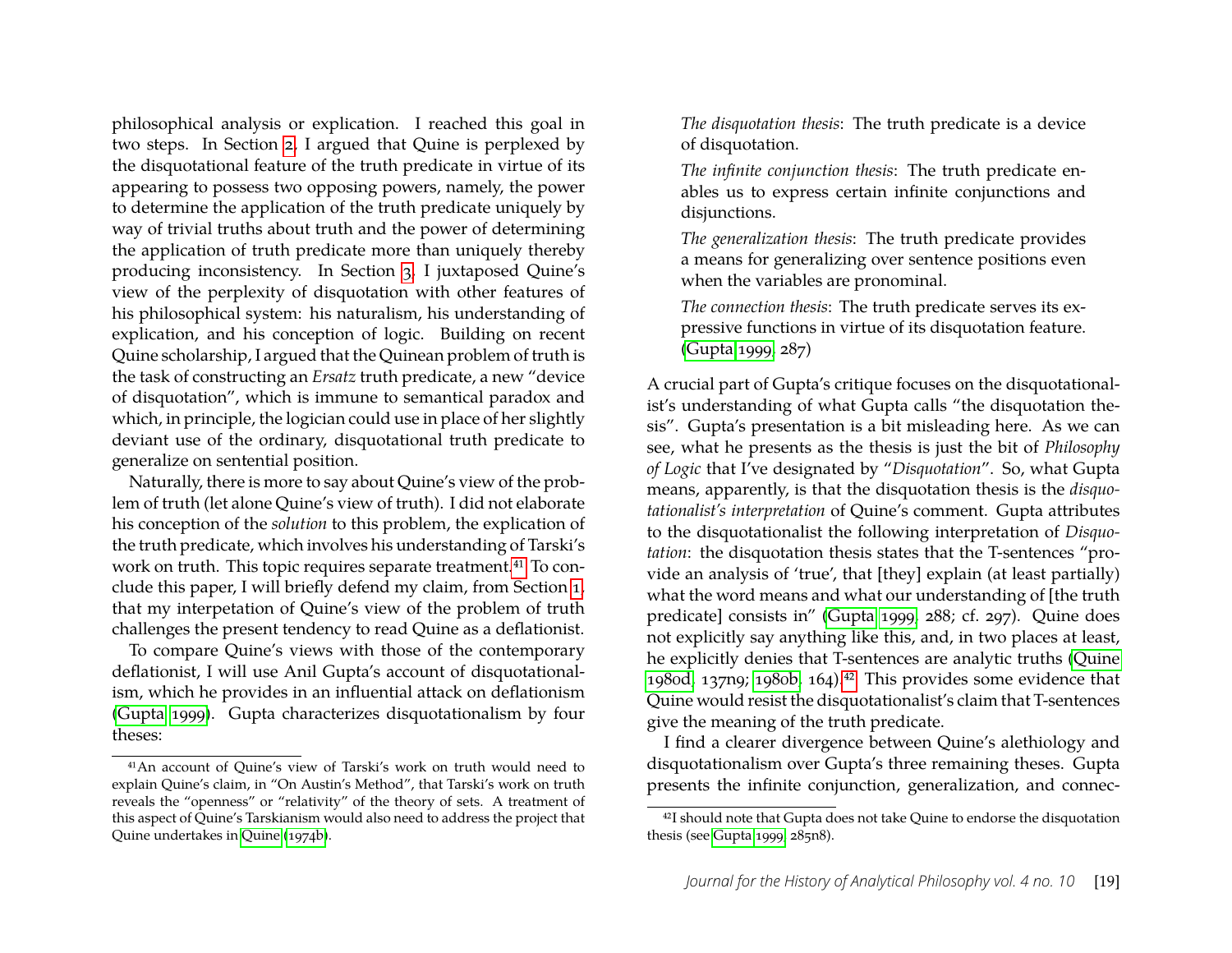philosophical analysis or explication. I reached this goal in two steps. In Section 2, I argued that Quine is perplexed by the disquotational feature of the truth predicate in virtue of its appearing to possess two opposing powers, namely, the power to determine the application of the truth predicate uniquely by way of trivial truths about truth and the power of determining the application of truth predicate more than uniquely thereby producing inconsistency. In Section 3, I juxtaposed Quine's view of the perplexity of disquotation with other features of his philosophical system: his naturalism, his understanding of explication, and his conception of logic. Building on recent Quine scholarship, I argued that the Quinean problem of truth is the task of constructing an *Ersatz* truth predicate, a new "device of disquotation", which is immune to semantical paradox and which, in principle, the logician could use in place of her slightly deviant use of the ordinary, disquotational truth predicate to generalize on sentential position.

Naturally, there is more to say about Quine's view of the problem of truth (let alone Quine's view of truth). I did not elaborate his conception of the *solution* to this problem, the explication of the truth predicate, which involves his understanding of Tarski's work on truth. This topic requires separate treatment.[41] To conclude this paper, I will briefly defend my claim, from Section 1, that my interpetation of Quine's view of the problem of truth challenges the present tendency to read Quine as a deflationist.

To compare Quine's views with those of the contemporary deflationist, I will use Anil Gupta's account of disquotationalism, which he provides in an influential attack on deflationism (Gupta 1999). Gupta characterizes disquotationalism by four theses:

> *The disquotation thesis*: The truth predicate is a device of disquotation.
>
> *The infinite conjunction thesis*: The truth predicate enables us to express certain infinite conjunctions and disjunctions.
>
> *The generalization thesis*: The truth predicate provides a means for generalizing over sentence positions even when the variables are pronominal.
>
> *The connection thesis*: The truth predicate serves its expressive functions in virtue of its disquotation feature. (Gupta 1999, 287)

A crucial part of Gupta's critique focuses on the disquotationalist's understanding of what Gupta calls "the disquotation thesis". Gupta's presentation is a bit misleading here. As we can see, what he presents as the thesis is just the bit of *Philosophy of Logic* that I've designated by "*Disquotation*". So, what Gupta means, apparently, is that the disquotation thesis is the *disquotationalist's interpretation* of Quine's comment. Gupta attributes to the disquotationalist the following interpretation of *Disquotation*: the disquotation thesis states that the T-sentences "provide an analysis of 'true', that [they] explain (at least partially) what the word means and what our understanding of [the truth predicate] consists in" (Gupta 1999, 288; cf. 297). Quine does not explicitly say anything like this, and, in two places at least, he explicitly denies that T-sentences are analytic truths (Quine 1980d, 137n9; 1980b, 164).[42] This provides some evidence that Quine would resist the disquotationalist's claim that T-sentences give the meaning of the truth predicate.

I find a clearer divergence between Quine's alethiology and disquotationalism over Gupta's three remaining theses. Gupta presents the infinite conjunction, generalization, and connec-

---

[41] An account of Quine's view of Tarski's work on truth would need to explain Quine's claim, in "On Austin's Method", that Tarski's work on truth reveals the "openness" or "relativity" of the theory of sets. A treatment of this aspect of Quine's Tarskianism would also need to address the project that Quine undertakes in Quine (1974b).

[42] I should note that Gupta does not take Quine to endorse the disquotation thesis (see Gupta 1999, 285n8).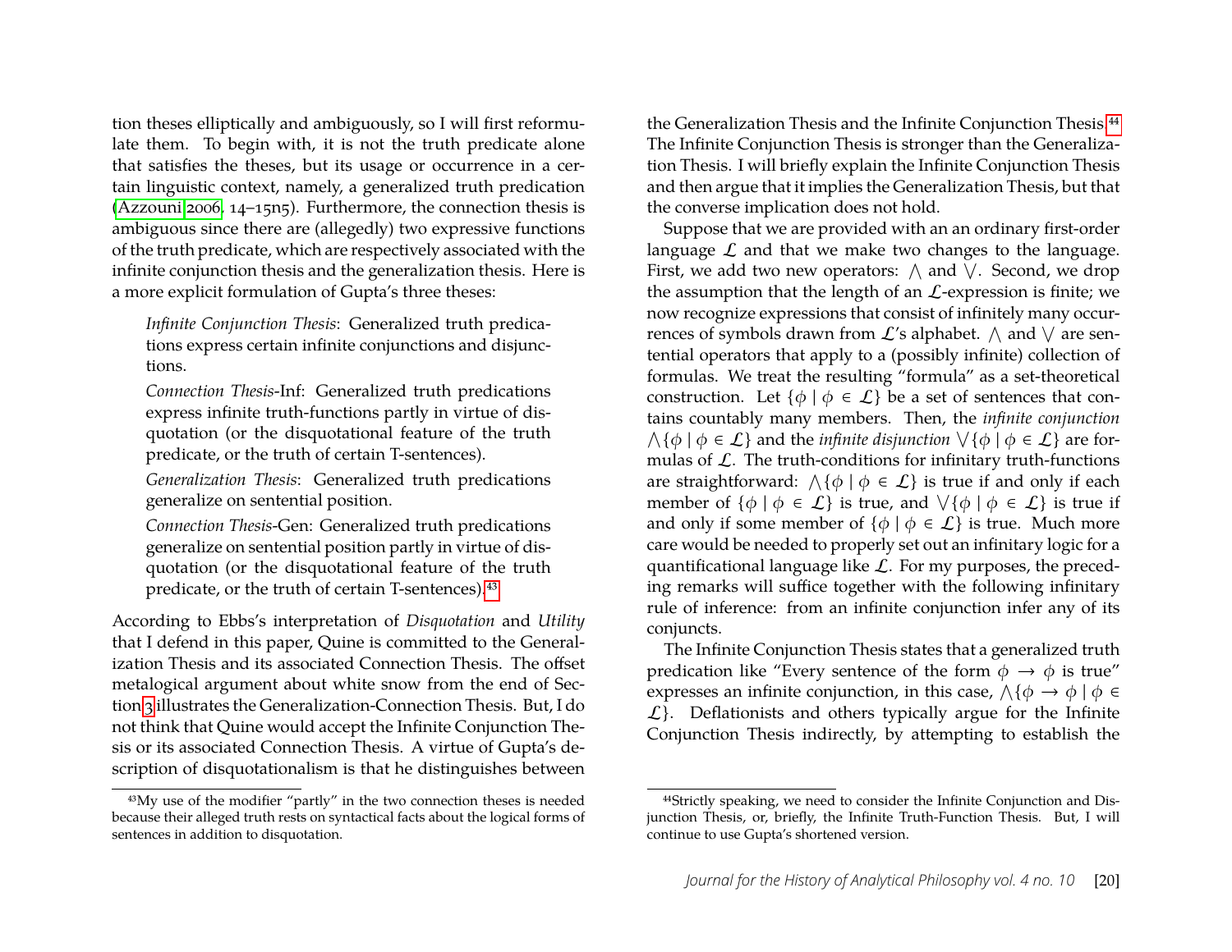tion theses elliptically and ambiguously, so I will first reformulate them. To begin with, it is not the truth predicate alone that satisfies the theses, but its usage or occurrence in a certain linguistic context, namely, a generalized truth predication (Azzouni 2006, 14–15n5). Furthermore, the connection thesis is ambiguous since there are (allegedly) two expressive functions of the truth predicate, which are respectively associated with the infinite conjunction thesis and the generalization thesis. Here is a more explicit formulation of Gupta's three theses:

> *Infinite Conjunction Thesis*: Generalized truth predications express certain infinite conjunctions and disjunctions.
>
> *Connection Thesis*-Inf: Generalized truth predications express infinite truth-functions partly in virtue of disquotation (or the disquotational feature of the truth predicate, or the truth of certain T-sentences).
>
> *Generalization Thesis*: Generalized truth predications generalize on sentential position.
>
> *Connection Thesis*-Gen: Generalized truth predications generalize on sentential position partly in virtue of disquotation (or the disquotational feature of the truth predicate, or the truth of certain T-sentences).[43]

According to Ebbs's interpretation of *Disquotation* and *Utility* that I defend in this paper, Quine is committed to the Generalization Thesis and its associated Connection Thesis. The offset metalogical argument about white snow from the end of Section 3 illustrates the Generalization-Connection Thesis. But, I do not think that Quine would accept the Infinite Conjunction Thesis or its associated Connection Thesis. A virtue of Gupta's description of disquotationalism is that he distinguishes between the Generalization Thesis and the Infinite Conjunction Thesis.[44] The Infinite Conjunction Thesis is stronger than the Generalization Thesis. I will briefly explain the Infinite Conjunction Thesis and then argue that it implies the Generalization Thesis, but that the converse implication does not hold.

Suppose that we are provided with an an ordinary first-order language $\mathcal{L}$ and that we make two changes to the language. First, we add two new operators: $\bigwedge$ and $\bigvee$. Second, we drop the assumption that the length of an $\mathcal{L}$-expression is finite; we now recognize expressions that consist of infinitely many occurrences of symbols drawn from $\mathcal{L}$'s alphabet. $\bigwedge$ and $\bigvee$ are sentential operators that apply to a (possibly infinite) collection of formulas. We treat the resulting "formula" as a set-theoretical construction. Let $\{\phi \mid \phi \in \mathcal{L}\}$ be a set of sentences that contains countably many members. Then, the *infinite conjunction* $\bigwedge\{\phi \mid \phi \in \mathcal{L}\}$ and the *infinite disjunction* $\bigvee\{\phi \mid \phi \in \mathcal{L}\}$ are formulas of $\mathcal{L}$. The truth-conditions for infinitary truth-functions are straightforward: $\bigwedge\{\phi \mid \phi \in \mathcal{L}\}$ is true if and only if each member of $\{\phi \mid \phi \in \mathcal{L}\}$ is true, and $\bigvee\{\phi \mid \phi \in \mathcal{L}\}$ is true if and only if some member of $\{\phi \mid \phi \in \mathcal{L}\}$ is true. Much more care would be needed to properly set out an infinitary logic for a quantificational language like $\mathcal{L}$. For my purposes, the preceding remarks will suffice together with the following infinitary rule of inference: from an infinite conjunction infer any of its conjuncts.

The Infinite Conjunction Thesis states that a generalized truth predication like "Every sentence of the form $\phi \to \phi$ is true" expresses an infinite conjunction, in this case, $\bigwedge\{\phi \to \phi \mid \phi \in \mathcal{L}\}$. Deflationists and others typically argue for the Infinite Conjunction Thesis indirectly, by attempting to establish the

[43] My use of the modifier "partly" in the two connection theses is needed because their alleged truth rests on syntactical facts about the logical forms of sentences in addition to disquotation.

[44] Strictly speaking, we need to consider the Infinite Conjunction and Disjunction Thesis, or, briefly, the Infinite Truth-Function Thesis. But, I will continue to use Gupta's shortened version.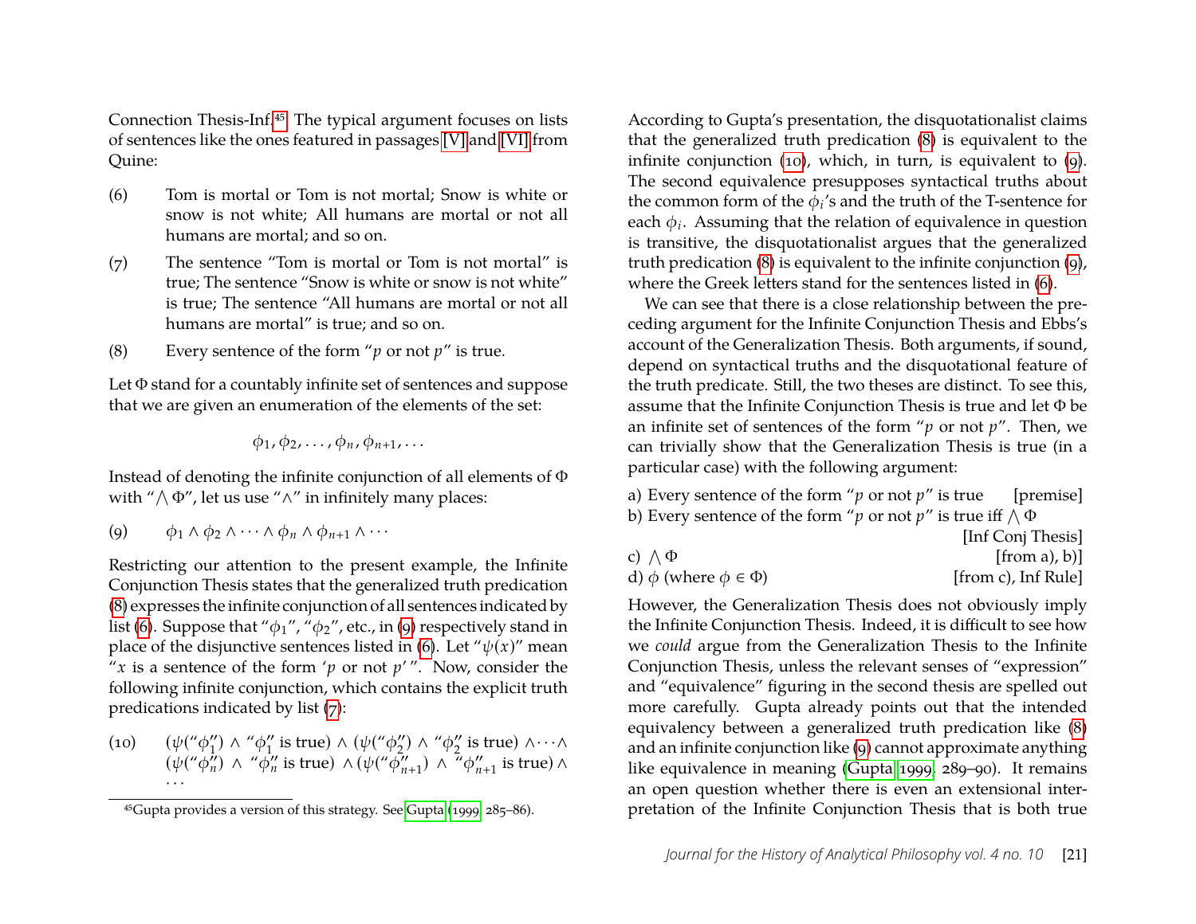Connection Thesis-Inf.[45] The typical argument focuses on lists of sentences like the ones featured in passages [V] and [VI] from Quine:

(6) Tom is mortal or Tom is not mortal; Snow is white or snow is not white; All humans are mortal or not all humans are mortal; and so on.

(7) The sentence "Tom is mortal or Tom is not mortal" is true; The sentence "Snow is white or snow is not white" is true; The sentence "All humans are mortal or not all humans are mortal" is true; and so on.

(8) Every sentence of the form "*p* or not *p*" is true.

Let $\Phi$ stand for a countably infinite set of sentences and suppose that we are given an enumeration of the elements of the set:

$$\phi_1, \phi_2, \ldots, \phi_n, \phi_{n+1}, \ldots$$

Instead of denoting the infinite conjunction of all elements of $\Phi$ with "$\bigwedge \Phi$", let us use "$\wedge$" in infinitely many places:

(9) $\phi_1 \wedge \phi_2 \wedge \cdots \wedge \phi_n \wedge \phi_{n+1} \wedge \cdots$

Restricting our attention to the present example, the Infinite Conjunction Thesis states that the generalized truth predication (8) expresses the infinite conjunction of all sentences indicated by list (6). Suppose that "$\phi_1$", "$\phi_2$", etc., in (9) respectively stand in place of the disjunctive sentences listed in (6). Let "$\psi(x)$" mean "$x$ is a sentence of the form '*p* or not *p*' ". Now, consider the following infinite conjunction, which contains the explicit truth predications indicated by list (7):

(10) $(\psi(\text{“}\phi_1\text{”}) \wedge \text{“}\phi_1\text{” is true}) \wedge (\psi(\text{“}\phi_2\text{”}) \wedge \text{“}\phi_2\text{” is true}) \wedge \cdots \wedge (\psi(\text{“}\phi_n\text{”}) \wedge \text{“}\phi_n\text{” is true}) \wedge (\psi(\text{“}\phi_{n+1}\text{”}) \wedge \text{“}\phi_{n+1}\text{” is true}) \wedge \cdots$

According to Gupta's presentation, the disquotationalist claims that the generalized truth predication (8) is equivalent to the infinite conjunction (10), which, in turn, is equivalent to (9). The second equivalence presupposes syntactical truths about the common form of the $\phi_i$'s and the truth of the T-sentence for each $\phi_i$. Assuming that the relation of equivalence in question is transitive, the disquotationalist argues that the generalized truth predication (8) is equivalent to the infinite conjunction (9), where the Greek letters stand for the sentences listed in (6).

We can see that there is a close relationship between the preceding argument for the Infinite Conjunction Thesis and Ebbs's account of the Generalization Thesis. Both arguments, if sound, depend on syntactical truths and the disquotational feature of the truth predicate. Still, the two theses are distinct. To see this, assume that the Infinite Conjunction Thesis is true and let $\Phi$ be an infinite set of sentences of the form "*p* or not *p*". Then, we can trivially show that the Generalization Thesis is true (in a particular case) with the following argument:

a) Every sentence of the form "*p* or not *p*" is true [premise]
b) Every sentence of the form "*p* or not *p*" is true iff $\bigwedge \Phi$ [Inf Conj Thesis]
c) $\bigwedge \Phi$ [from a), b)]
d) $\phi$ (where $\phi \in \Phi$) [from c), Inf Rule]

However, the Generalization Thesis does not obviously imply the Infinite Conjunction Thesis. Indeed, it is difficult to see how we *could* argue from the Generalization Thesis to the Infinite Conjunction Thesis, unless the relevant senses of "expression" and "equivalence" figuring in the second thesis are spelled out more carefully. Gupta already points out that the intended equivalency between a generalized truth predication like (8) and an infinite conjunction like (9) cannot approximate anything like equivalence in meaning (Gupta 1999, 289–90). It remains an open question whether there is even an extensional interpretation of the Infinite Conjunction Thesis that is both true

[45] Gupta provides a version of this strategy. See Gupta (1999, 285–86).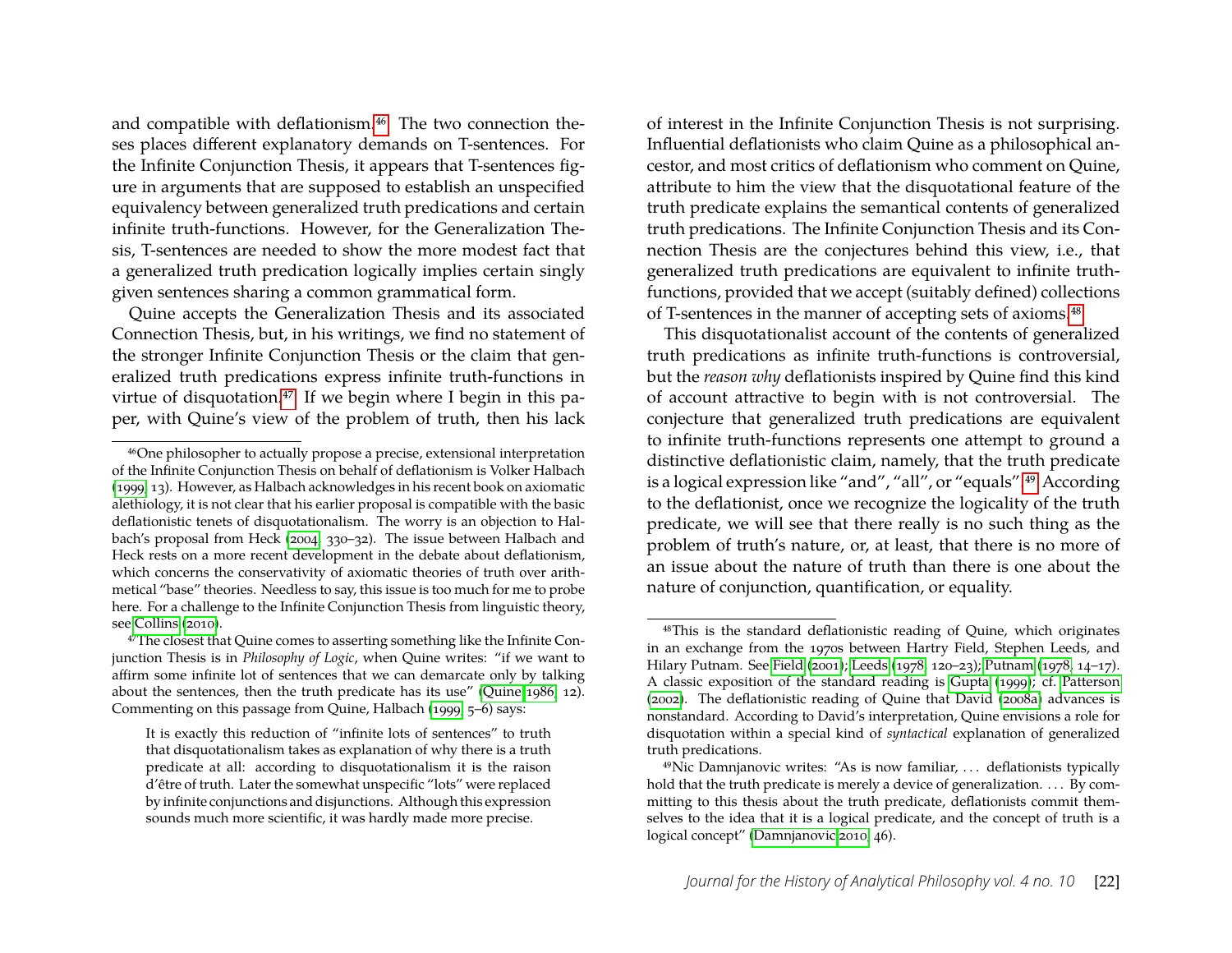and compatible with deflationism.[46] The two connection theses places different explanatory demands on T-sentences. For the Infinite Conjunction Thesis, it appears that T-sentences figure in arguments that are supposed to establish an unspecified equivalency between generalized truth predications and certain infinite truth-functions. However, for the Generalization Thesis, T-sentences are needed to show the more modest fact that a generalized truth predication logically implies certain singly given sentences sharing a common grammatical form.

Quine accepts the Generalization Thesis and its associated Connection Thesis, but, in his writings, we find no statement of the stronger Infinite Conjunction Thesis or the claim that generalized truth predications express infinite truth-functions in virtue of disquotation.[47] If we begin where I begin in this paper, with Quine's view of the problem of truth, then his lack of interest in the Infinite Conjunction Thesis is not surprising. Influential deflationists who claim Quine as a philosophical ancestor, and most critics of deflationism who comment on Quine, attribute to him the view that the disquotational feature of the truth predicate explains the semantical contents of generalized truth predications. The Infinite Conjunction Thesis and its Connection Thesis are the conjectures behind this view, i.e., that generalized truth predications are equivalent to infinite truth-functions, provided that we accept (suitably defined) collections of T-sentences in the manner of accepting sets of axioms.[48]

This disquotationalist account of the contents of generalized truth predications as infinite truth-functions is controversial, but the *reason why* deflationists inspired by Quine find this kind of account attractive to begin with is not controversial. The conjecture that generalized truth predications are equivalent to infinite truth-functions represents one attempt to ground a distinctive deflationistic claim, namely, that the truth predicate is a logical expression like "and", "all", or "equals".[49] According to the deflationist, once we recognize the logicality of the truth predicate, we will see that there really is no such thing as the problem of truth's nature, or, at least, that there is no more of an issue about the nature of truth than there is one about the nature of conjunction, quantification, or equality.

---

[46] One philosopher to actually propose a precise, extensional interpretation of the Infinite Conjunction Thesis on behalf of deflationism is Volker Halbach (1999, 13). However, as Halbach acknowledges in his recent book on axiomatic alethiology, it is not clear that his earlier proposal is compatible with the basic deflationistic tenets of disquotationalism. The worry is an objection to Halbach's proposal from Heck (2004, 330–32). The issue between Halbach and Heck rests on a more recent development in the debate about deflationism, which concerns the conservativity of axiomatic theories of truth over arithmetical "base" theories. Needless to say, this issue is too much for me to probe here. For a challenge to the Infinite Conjunction Thesis from linguistic theory, see Collins (2010).

[47] The closest that Quine comes to asserting something like the Infinite Conjunction Thesis is in *Philosophy of Logic*, when Quine writes: "if we want to affirm some infinite lot of sentences that we can demarcate only by talking about the sentences, then the truth predicate has its use" (Quine 1986, 12). Commenting on this passage from Quine, Halbach (1999, 5–6) says:

> It is exactly this reduction of "infinite lots of sentences" to truth that disquotationalism takes as explanation of why there is a truth predicate at all: according to disquotationalism it is the raison d'être of truth. Later the somewhat unspecific "lots" were replaced by infinite conjunctions and disjunctions. Although this expression sounds much more scientific, it was hardly made more precise.

[48] This is the standard deflationistic reading of Quine, which originates in an exchange from the 1970s between Hartry Field, Stephen Leeds, and Hilary Putnam. See Field (2001); Leeds (1978, 120–23); Putnam (1978, 14–17). A classic exposition of the standard reading is Gupta (1999); cf. Patterson (2002). The deflationistic reading of Quine that David (2008a) advances is nonstandard. According to David's interpretation, Quine envisions a role for disquotation within a special kind of *syntactical* explanation of generalized truth predications.

[49] Nic Damnjanovic writes: "As is now familiar, . . . deflationists typically hold that the truth predicate is merely a device of generalization. . . . By committing to this thesis about the truth predicate, deflationists commit themselves to the idea that it is a logical predicate, and the concept of truth is a logical concept" (Damnjanovic 2010, 46).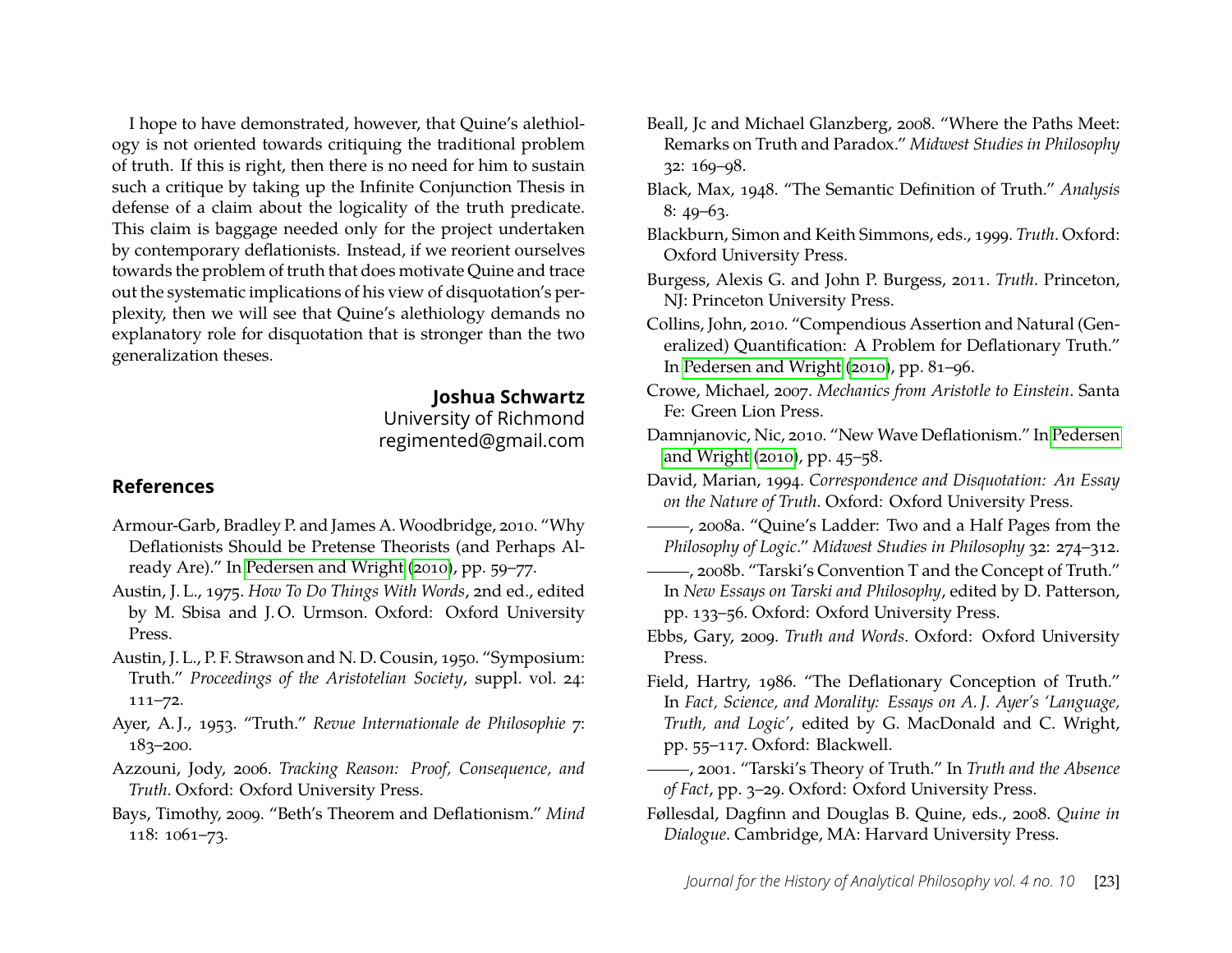I hope to have demonstrated, however, that Quine's alethiology is not oriented towards critiquing the traditional problem of truth. If this is right, then there is no need for him to sustain such a critique by taking up the Infinite Conjunction Thesis in defense of a claim about the logicality of the truth predicate. This claim is baggage needed only for the project undertaken by contemporary deflationists. Instead, if we reorient ourselves towards the problem of truth that does motivate Quine and trace out the systematic implications of his view of disquotation's perplexity, then we will see that Quine's alethiology demands no explanatory role for disquotation that is stronger than the two generalization theses.

**Joshua Schwartz**
University of Richmond
regimented@gmail.com

## References

Armour-Garb, Bradley P. and James A. Woodbridge, 2010. "Why Deflationists Should be Pretense Theorists (and Perhaps Already Are)." In Pedersen and Wright (2010), pp. 59–77.

Austin, J. L., 1975. *How To Do Things With Words*, 2nd ed., edited by M. Sbisa and J. O. Urmson. Oxford: Oxford University Press.

Austin, J. L., P. F. Strawson and N. D. Cousin, 1950. "Symposium: Truth." *Proceedings of the Aristotelian Society*, suppl. vol. 24: 111–72.

Ayer, A. J., 1953. "Truth." *Revue Internationale de Philosophie* 7: 183–200.

Azzouni, Jody, 2006. *Tracking Reason: Proof, Consequence, and Truth*. Oxford: Oxford University Press.

Bays, Timothy, 2009. "Beth's Theorem and Deflationism." *Mind* 118: 1061–73.

Beall, Jc and Michael Glanzberg, 2008. "Where the Paths Meet: Remarks on Truth and Paradox." *Midwest Studies in Philosophy* 32: 169–98.

Black, Max, 1948. "The Semantic Definition of Truth." *Analysis* 8: 49–63.

Blackburn, Simon and Keith Simmons, eds., 1999. *Truth*. Oxford: Oxford University Press.

Burgess, Alexis G. and John P. Burgess, 2011. *Truth*. Princeton, NJ: Princeton University Press.

Collins, John, 2010. "Compendious Assertion and Natural (Generalized) Quantification: A Problem for Deflationary Truth." In Pedersen and Wright (2010), pp. 81–96.

Crowe, Michael, 2007. *Mechanics from Aristotle to Einstein*. Santa Fe: Green Lion Press.

Damnjanovic, Nic, 2010. "New Wave Deflationism." In Pedersen and Wright (2010), pp. 45–58.

David, Marian, 1994. *Correspondence and Disquotation: An Essay on the Nature of Truth*. Oxford: Oxford University Press.

———, 2008a. "Quine's Ladder: Two and a Half Pages from the *Philosophy of Logic*." *Midwest Studies in Philosophy* 32: 274–312.

———, 2008b. "Tarski's Convention T and the Concept of Truth." In *New Essays on Tarski and Philosophy*, edited by D. Patterson, pp. 133–56. Oxford: Oxford University Press.

Ebbs, Gary, 2009. *Truth and Words*. Oxford: Oxford University Press.

Field, Hartry, 1986. "The Deflationary Conception of Truth." In *Fact, Science, and Morality: Essays on A. J. Ayer's 'Language, Truth, and Logic'*, edited by G. MacDonald and C. Wright, pp. 55–117. Oxford: Blackwell.

———, 2001. "Tarski's Theory of Truth." In *Truth and the Absence of Fact*, pp. 3–29. Oxford: Oxford University Press.

Føllesdal, Dagfinn and Douglas B. Quine, eds., 2008. *Quine in Dialogue*. Cambridge, MA: Harvard University Press.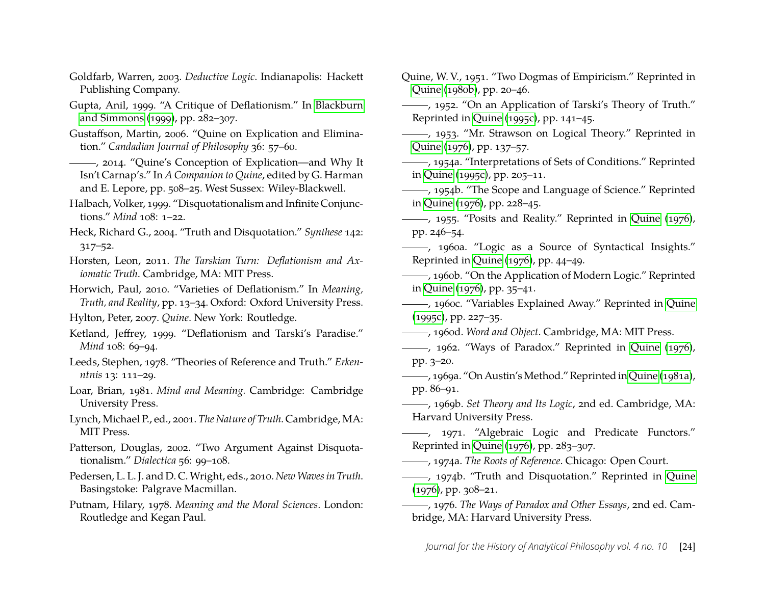Goldfarb, Warren, 2003. *Deductive Logic*. Indianapolis: Hackett Publishing Company.

Gupta, Anil, 1999. "A Critique of Deflationism." In Blackburn and Simmons (1999), pp. 282–307.

Gustaffson, Martin, 2006. "Quine on Explication and Elimination." *Candadian Journal of Philosophy* 36: 57–60.

———, 2014. "Quine's Conception of Explication—and Why It Isn't Carnap's." In *A Companion to Quine*, edited by G. Harman and E. Lepore, pp. 508–25. West Sussex: Wiley-Blackwell.

Halbach, Volker, 1999. "Disquotationalism and Infinite Conjunctions." *Mind* 108: 1–22.

Heck, Richard G., 2004. "Truth and Disquotation." *Synthese* 142: 317–52.

Horsten, Leon, 2011. *The Tarskian Turn: Deflationism and Axiomatic Truth*. Cambridge, MA: MIT Press.

Horwich, Paul, 2010. "Varieties of Deflationism." In *Meaning, Truth, and Reality*, pp. 13–34. Oxford: Oxford University Press.

Hylton, Peter, 2007. *Quine*. New York: Routledge.

Ketland, Jeffrey, 1999. "Deflationism and Tarski's Paradise." *Mind* 108: 69–94.

Leeds, Stephen, 1978. "Theories of Reference and Truth." *Erkenntnis* 13: 111–29.

Loar, Brian, 1981. *Mind and Meaning*. Cambridge: Cambridge University Press.

Lynch, Michael P., ed., 2001. *The Nature of Truth*. Cambridge, MA: MIT Press.

Patterson, Douglas, 2002. "Two Argument Against Disquotationalism." *Dialectica* 56: 99–108.

Pedersen, L. L. J. and D. C. Wright, eds., 2010. *New Waves in Truth*. Basingstoke: Palgrave Macmillan.

Putnam, Hilary, 1978. *Meaning and the Moral Sciences*. London: Routledge and Kegan Paul.

Quine, W. V., 1951. "Two Dogmas of Empiricism." Reprinted in Quine (1980b), pp. 20–46.

———, 1952. "On an Application of Tarski's Theory of Truth." Reprinted in Quine (1995c), pp. 141–45.

———, 1953. "Mr. Strawson on Logical Theory." Reprinted in Quine (1976), pp. 137–57.

———, 1954a. "Interpretations of Sets of Conditions." Reprinted in Quine (1995c), pp. 205–11.

———, 1954b. "The Scope and Language of Science." Reprinted in Quine (1976), pp. 228–45.

———, 1955. "Posits and Reality." Reprinted in Quine (1976), pp. 246–54.

———, 1960a. "Logic as a Source of Syntactical Insights." Reprinted in Quine (1976), pp. 44–49.

———, 1960b. "On the Application of Modern Logic." Reprinted in Quine (1976), pp. 35–41.

———, 1960c. "Variables Explained Away." Reprinted in Quine (1995c), pp. 227–35.

———, 1960d. *Word and Object*. Cambridge, MA: MIT Press.

———, 1962. "Ways of Paradox." Reprinted in Quine (1976), pp. 3–20.

———, 1969a. "On Austin's Method." Reprinted in Quine (1981a), pp. 86–91.

———, 1969b. *Set Theory and Its Logic*, 2nd ed. Cambridge, MA: Harvard University Press.

———, 1971. "Algebraic Logic and Predicate Functors." Reprinted in Quine (1976), pp. 283–307.

———, 1974a. *The Roots of Reference*. Chicago: Open Court.

———, 1974b. "Truth and Disquotation." Reprinted in Quine (1976), pp. 308–21.

———, 1976. *The Ways of Paradox and Other Essays*, 2nd ed. Cambridge, MA: Harvard University Press.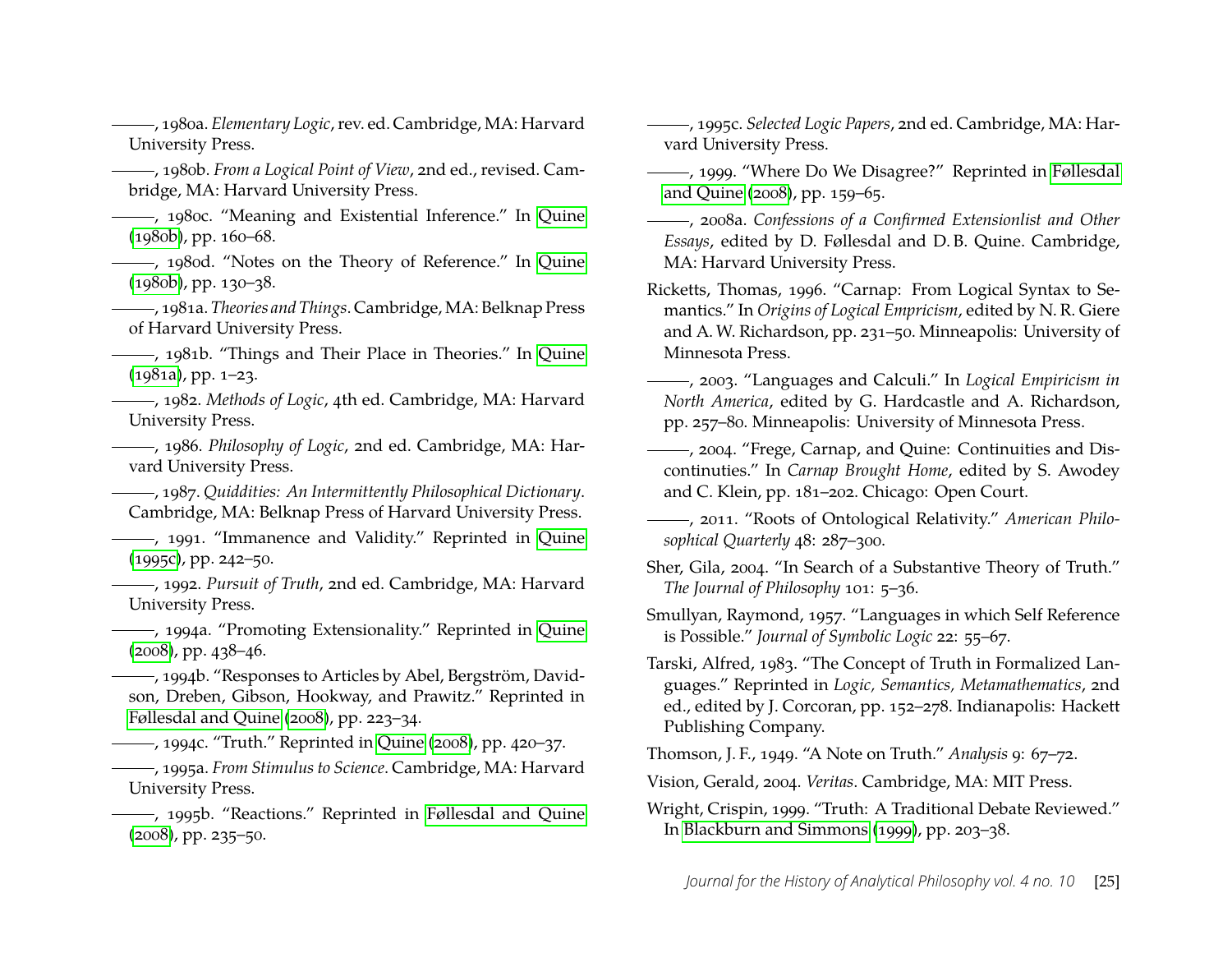———, 1980a. *Elementary Logic*, rev. ed. Cambridge, MA: Harvard University Press.

———, 1980b. *From a Logical Point of View*, 2nd ed., revised. Cambridge, MA: Harvard University Press.

———, 1980c. "Meaning and Existential Inference." In Quine (1980b), pp. 160–68.

———, 1980d. "Notes on the Theory of Reference." In Quine (1980b), pp. 130–38.

———, 1981a. *Theories and Things*. Cambridge, MA: Belknap Press of Harvard University Press.

———, 1981b. "Things and Their Place in Theories." In Quine (1981a), pp. 1–23.

———, 1982. *Methods of Logic*, 4th ed. Cambridge, MA: Harvard University Press.

———, 1986. *Philosophy of Logic*, 2nd ed. Cambridge, MA: Harvard University Press.

———, 1987. *Quiddities: An Intermittently Philosophical Dictionary*. Cambridge, MA: Belknap Press of Harvard University Press.

———, 1991. "Immanence and Validity." Reprinted in Quine (1995c), pp. 242–50.

———, 1992. *Pursuit of Truth*, 2nd ed. Cambridge, MA: Harvard University Press.

———, 1994a. "Promoting Extensionality." Reprinted in Quine (2008), pp. 438–46.

———, 1994b. "Responses to Articles by Abel, Bergström, Davidson, Dreben, Gibson, Hookway, and Prawitz." Reprinted in Føllesdal and Quine (2008), pp. 223–34.

———, 1994c. "Truth." Reprinted in Quine (2008), pp. 420–37.

———, 1995a. *From Stimulus to Science*. Cambridge, MA: Harvard University Press.

———, 1995b. "Reactions." Reprinted in Føllesdal and Quine (2008), pp. 235–50.

———, 1995c. *Selected Logic Papers*, 2nd ed. Cambridge, MA: Harvard University Press.

———, 1999. "Where Do We Disagree?" Reprinted in Føllesdal and Quine (2008), pp. 159–65.

———, 2008a. *Confessions of a Confirmed Extensionlist and Other Essays*, edited by D. Føllesdal and D. B. Quine. Cambridge, MA: Harvard University Press.

Ricketts, Thomas, 1996. "Carnap: From Logical Syntax to Semantics." In *Origins of Logical Emprcism*, edited by N. R. Giere and A. W. Richardson, pp. 231–50. Minneapolis: University of Minnesota Press.

———, 2003. "Languages and Calculi." In *Logical Empiricism in North America*, edited by G. Hardcastle and A. Richardson, pp. 257–80. Minneapolis: University of Minnesota Press.

———, 2004. "Frege, Carnap, and Quine: Continuities and Discontinuities." In *Carnap Brought Home*, edited by S. Awodey and C. Klein, pp. 181–202. Chicago: Open Court.

———, 2011. "Roots of Ontological Relativity." *American Philosophical Quarterly* 48: 287–300.

Sher, Gila, 2004. "In Search of a Substantive Theory of Truth." *The Journal of Philosophy* 101: 5–36.

Smullyan, Raymond, 1957. "Languages in which Self Reference is Possible." *Journal of Symbolic Logic* 22: 55–67.

Tarski, Alfred, 1983. "The Concept of Truth in Formalized Languages." Reprinted in *Logic, Semantics, Metamathematics*, 2nd ed., edited by J. Corcoran, pp. 152–278. Indianapolis: Hackett Publishing Company.

Thomson, J. F., 1949. "A Note on Truth." *Analysis* 9: 67–72.

Vision, Gerald, 2004. *Veritas*. Cambridge, MA: MIT Press.

Wright, Crispin, 1999. "Truth: A Traditional Debate Reviewed." In Blackburn and Simmons (1999), pp. 203–38.